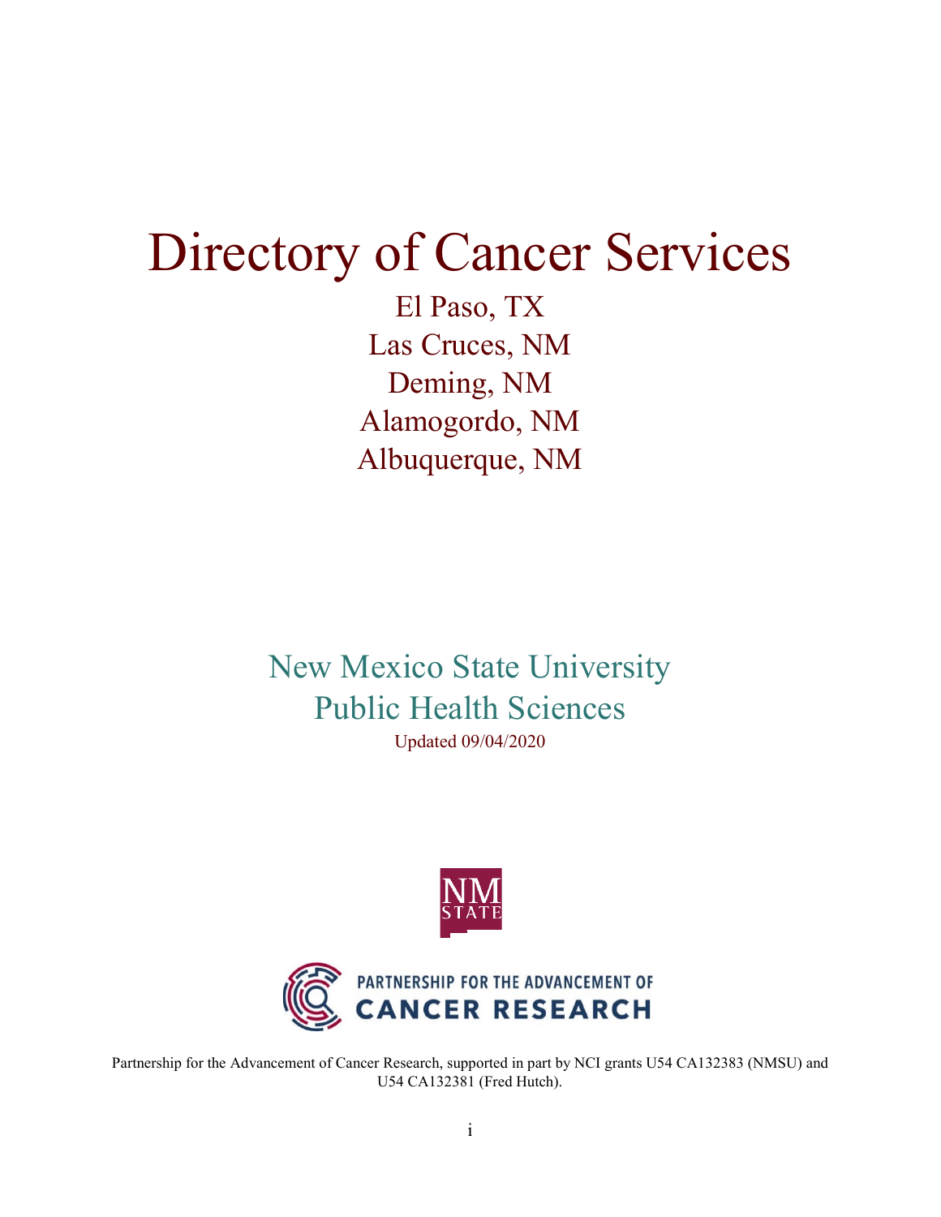# Directory of Cancer Services

El Paso, TX
Las Cruces, NM
Deming, NM
Alamogordo, NM
Albuquerque, NM

## New Mexico State University
## Public Health Sciences

Updated 09/04/2020

NM STATE

PARTNERSHIP FOR THE ADVANCEMENT OF CANCER RESEARCH

Partnership for the Advancement of Cancer Research, supported in part by NCI grants U54 CA132383 (NMSU) and U54 CA132381 (Fred Hutch).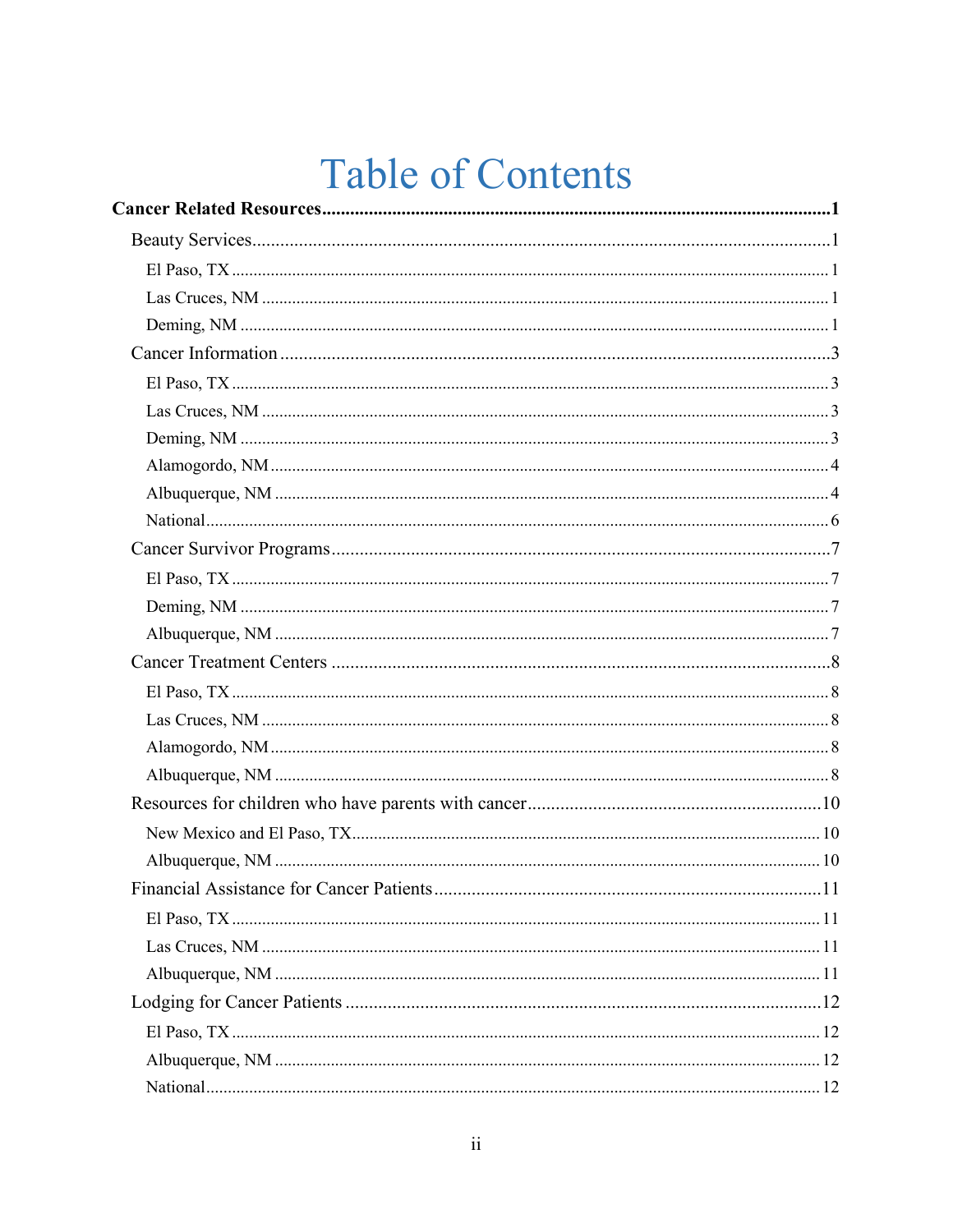# Table of Contents

**Cancer Related Resources** ........ **1**

- Beauty Services ........ 1
  - El Paso, TX ........ 1
  - Las Cruces, NM ........ 1
  - Deming, NM ........ 1
- Cancer Information ........ 3
  - El Paso, TX ........ 3
  - Las Cruces, NM ........ 3
  - Deming, NM ........ 3
  - Alamogordo, NM ........ 4
  - Albuquerque, NM ........ 4
  - National ........ 6
- Cancer Survivor Programs ........ 7
  - El Paso, TX ........ 7
  - Deming, NM ........ 7
  - Albuquerque, NM ........ 7
- Cancer Treatment Centers ........ 8
  - El Paso, TX ........ 8
  - Las Cruces, NM ........ 8
  - Alamogordo, NM ........ 8
  - Albuquerque, NM ........ 8
- Resources for children who have parents with cancer ........ 10
  - New Mexico and El Paso, TX ........ 10
  - Albuquerque, NM ........ 10
- Financial Assistance for Cancer Patients ........ 11
  - El Paso, TX ........ 11
  - Las Cruces, NM ........ 11
  - Albuquerque, NM ........ 11
- Lodging for Cancer Patients ........ 12
  - El Paso, TX ........ 12
  - Albuquerque, NM ........ 12
  - National ........ 12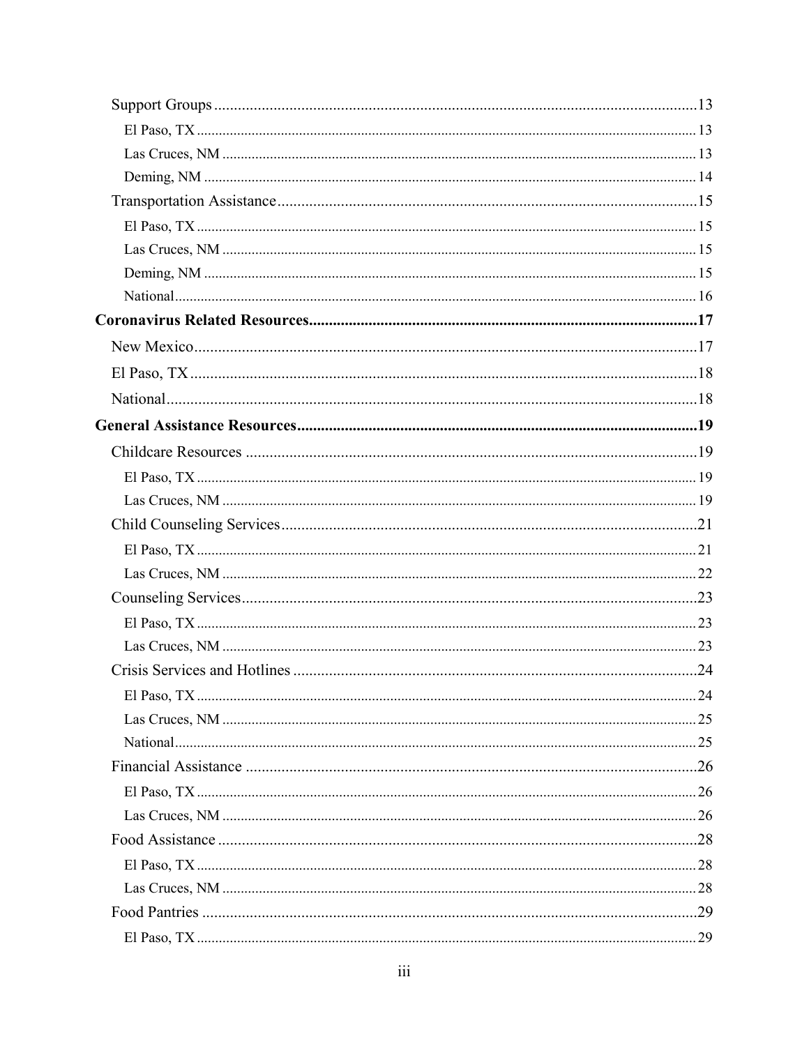- Support Groups ........ 13
  - El Paso, TX ........ 13
  - Las Cruces, NM ........ 13
  - Deming, NM ........ 14
- Transportation Assistance ........ 15
  - El Paso, TX ........ 15
  - Las Cruces, NM ........ 15
  - Deming, NM ........ 15
  - National ........ 16

**Coronavirus Related Resources ........ 17**

- New Mexico ........ 17
- El Paso, TX ........ 18
- National ........ 18

**General Assistance Resources ........ 19**

- Childcare Resources ........ 19
  - El Paso, TX ........ 19
  - Las Cruces, NM ........ 19
- Child Counseling Services ........ 21
  - El Paso, TX ........ 21
  - Las Cruces, NM ........ 22
- Counseling Services ........ 23
  - El Paso, TX ........ 23
  - Las Cruces, NM ........ 23
- Crisis Services and Hotlines ........ 24
  - El Paso, TX ........ 24
  - Las Cruces, NM ........ 25
  - National ........ 25
- Financial Assistance ........ 26
  - El Paso, TX ........ 26
  - Las Cruces, NM ........ 26
- Food Assistance ........ 28
  - El Paso, TX ........ 28
  - Las Cruces, NM ........ 28
- Food Pantries ........ 29
  - El Paso, TX ........ 29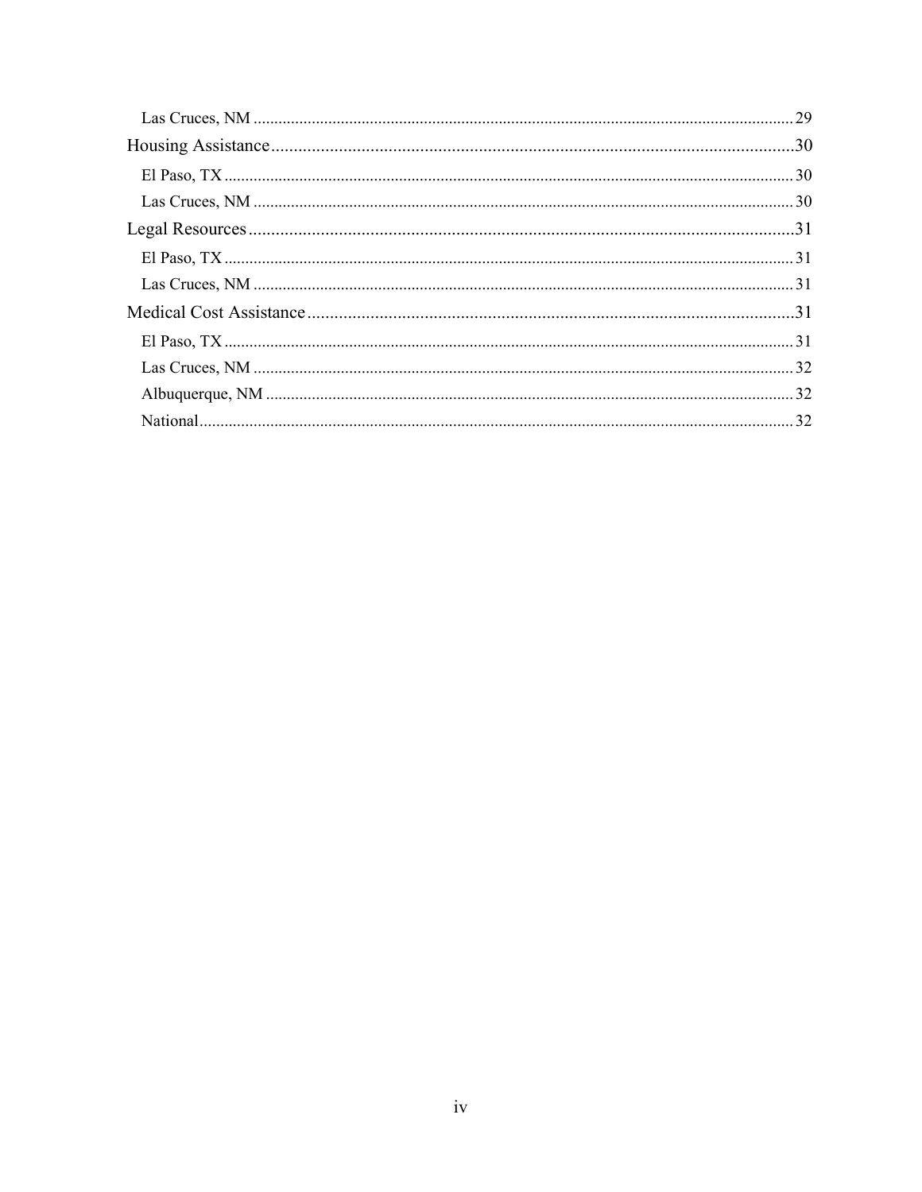Las Cruces, NM ..... 29

Housing Assistance ..... 30

El Paso, TX ..... 30

Las Cruces, NM ..... 30

Legal Resources ..... 31

El Paso, TX ..... 31

Las Cruces, NM ..... 31

Medical Cost Assistance ..... 31

El Paso, TX ..... 31

Las Cruces, NM ..... 32

Albuquerque, NM ..... 32

National ..... 32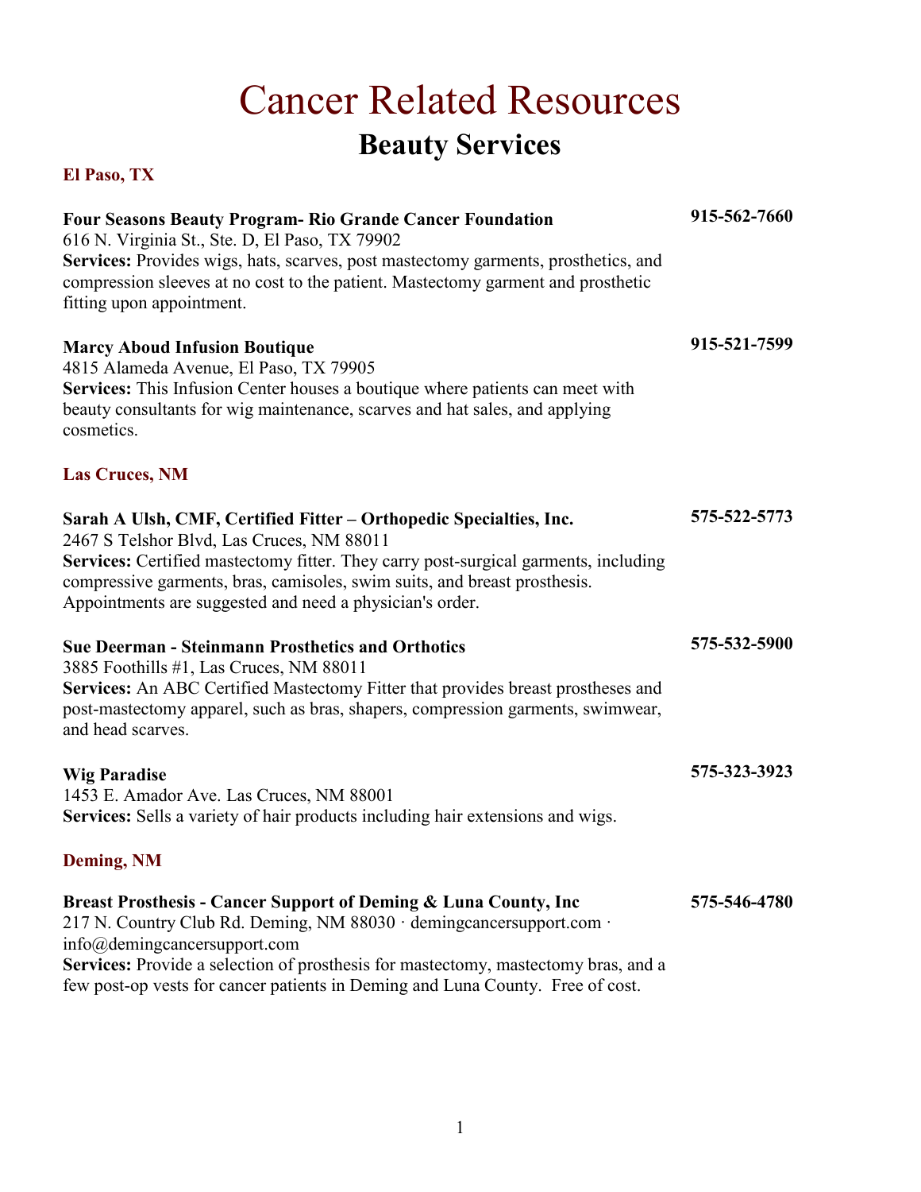# Cancer Related Resources

## Beauty Services

### El Paso, TX

**Four Seasons Beauty Program- Rio Grande Cancer Foundation** **915-562-7660**
616 N. Virginia St., Ste. D, El Paso, TX 79902
**Services:** Provides wigs, hats, scarves, post mastectomy garments, prosthetics, and compression sleeves at no cost to the patient. Mastectomy garment and prosthetic fitting upon appointment.

**Marcy Aboud Infusion Boutique** **915-521-7599**
4815 Alameda Avenue, El Paso, TX 79905
**Services:** This Infusion Center houses a boutique where patients can meet with beauty consultants for wig maintenance, scarves and hat sales, and applying cosmetics.

### Las Cruces, NM

**Sarah A Ulsh, CMF, Certified Fitter – Orthopedic Specialties, Inc.** **575-522-5773**
2467 S Telshor Blvd, Las Cruces, NM 88011
**Services:** Certified mastectomy fitter. They carry post-surgical garments, including compressive garments, bras, camisoles, swim suits, and breast prosthesis. Appointments are suggested and need a physician's order.

**Sue Deerman - Steinmann Prosthetics and Orthotics** **575-532-5900**
3885 Foothills #1, Las Cruces, NM 88011
**Services:** An ABC Certified Mastectomy Fitter that provides breast prostheses and post-mastectomy apparel, such as bras, shapers, compression garments, swimwear, and head scarves.

**Wig Paradise** **575-323-3923**
1453 E. Amador Ave. Las Cruces, NM 88001
**Services:** Sells a variety of hair products including hair extensions and wigs.

### Deming, NM

**Breast Prosthesis - Cancer Support of Deming & Luna County, Inc** **575-546-4780**
217 N. Country Club Rd. Deming, NM 88030 · demingcancersupport.com · info@demingcancersupport.com
**Services:** Provide a selection of prosthesis for mastectomy, mastectomy bras, and a few post-op vests for cancer patients in Deming and Luna County. Free of cost.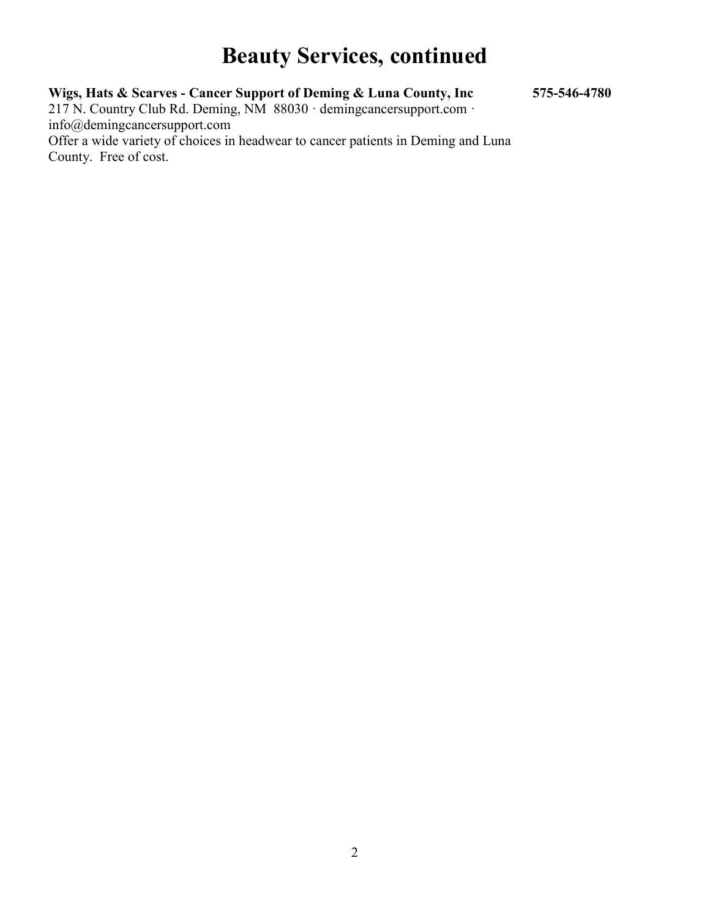# Beauty Services, continued

**Wigs, Hats & Scarves - Cancer Support of Deming & Luna County, Inc** **575-546-4780**
217 N. Country Club Rd. Deming, NM 88030 · demingcancersupport.com · info@demingcancersupport.com
Offer a wide variety of choices in headwear to cancer patients in Deming and Luna County. Free of cost.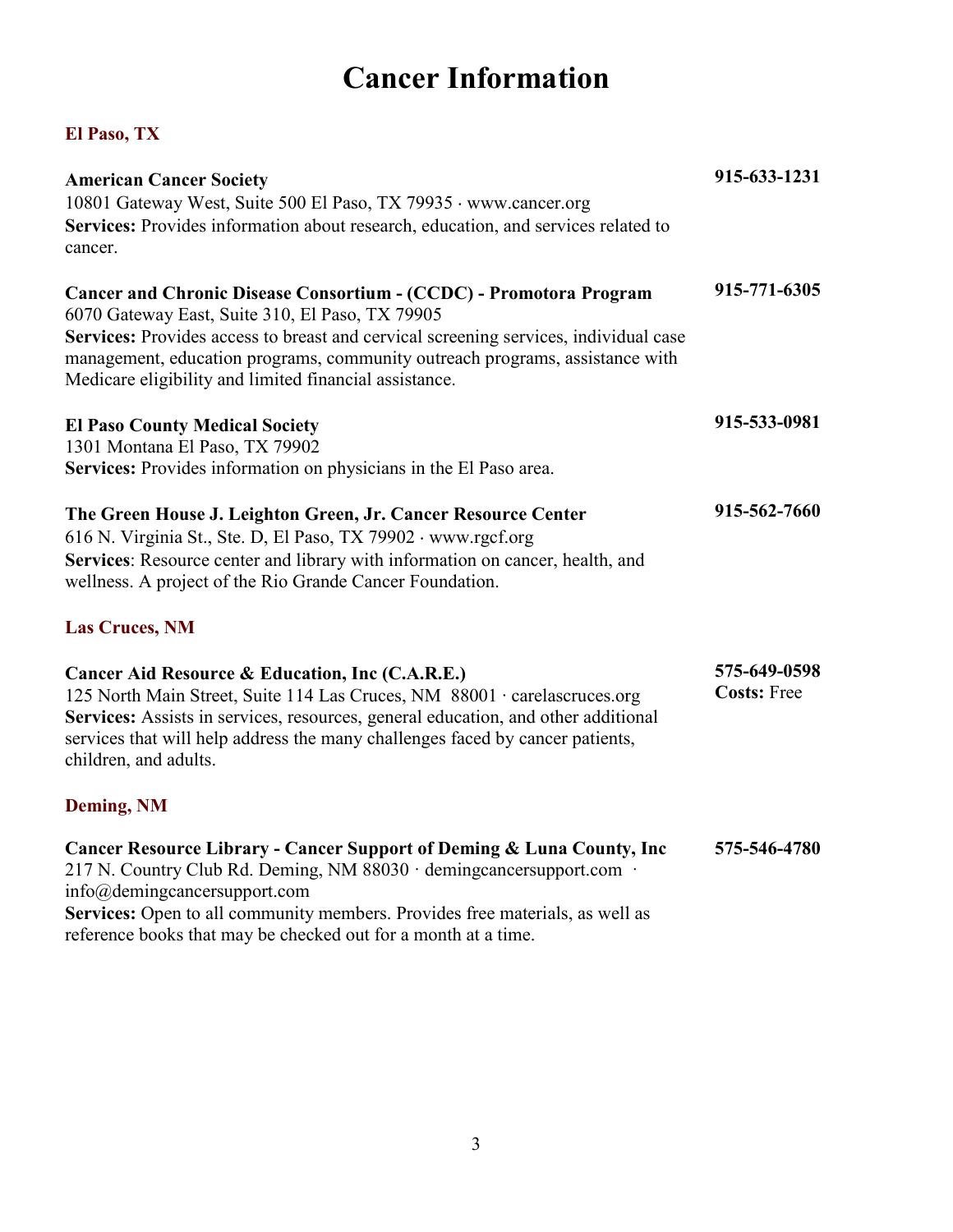# Cancer Information

## El Paso, TX

**American Cancer Society** **915-633-1231**
10801 Gateway West, Suite 500 El Paso, TX 79935 · www.cancer.org
**Services:** Provides information about research, education, and services related to cancer.

**Cancer and Chronic Disease Consortium - (CCDC) - Promotora Program** **915-771-6305**
6070 Gateway East, Suite 310, El Paso, TX 79905
**Services:** Provides access to breast and cervical screening services, individual case management, education programs, community outreach programs, assistance with Medicare eligibility and limited financial assistance.

**El Paso County Medical Society** **915-533-0981**
1301 Montana El Paso, TX 79902
**Services:** Provides information on physicians in the El Paso area.

**The Green House J. Leighton Green, Jr. Cancer Resource Center** **915-562-7660**
616 N. Virginia St., Ste. D, El Paso, TX 79902 · www.rgcf.org
**Services**: Resource center and library with information on cancer, health, and wellness. A project of the Rio Grande Cancer Foundation.

## Las Cruces, NM

**Cancer Aid Resource & Education, Inc (C.A.R.E.)** **575-649-0598**
**Costs:** Free
125 North Main Street, Suite 114 Las Cruces, NM 88001 · carelascruces.org
**Services:** Assists in services, resources, general education, and other additional services that will help address the many challenges faced by cancer patients, children, and adults.

## Deming, NM

**Cancer Resource Library - Cancer Support of Deming & Luna County, Inc** **575-546-4780**
217 N. Country Club Rd. Deming, NM 88030 · demingcancersupport.com · info@demingcancersupport.com
**Services:** Open to all community members. Provides free materials, as well as reference books that may be checked out for a month at a time.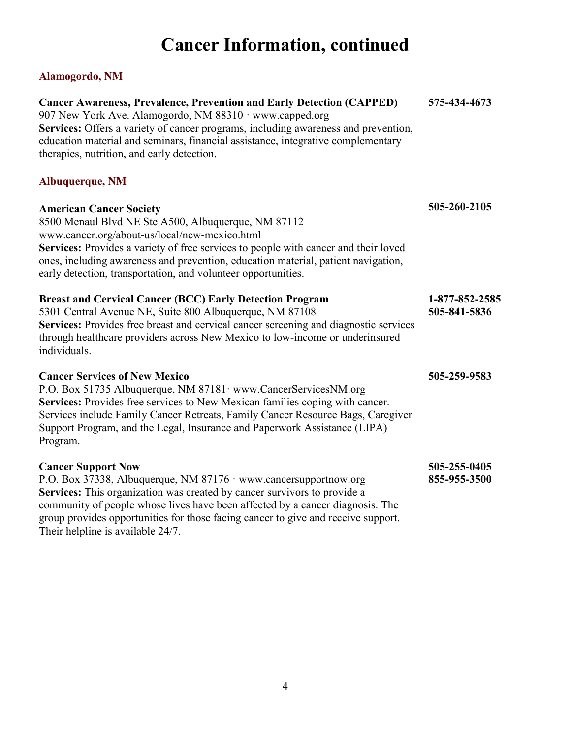# Cancer Information, continued

## Alamogordo, NM

**Cancer Awareness, Prevalence, Prevention and Early Detection (CAPPED)** **575-434-4673**
907 New York Ave. Alamogordo, NM 88310 · www.capped.org
**Services:** Offers a variety of cancer programs, including awareness and prevention, education material and seminars, financial assistance, integrative complementary therapies, nutrition, and early detection.

## Albuquerque, NM

**American Cancer Society** **505-260-2105**
8500 Menaul Blvd NE Ste A500, Albuquerque, NM 87112
www.cancer.org/about-us/local/new-mexico.html
**Services:** Provides a variety of free services to people with cancer and their loved ones, including awareness and prevention, education material, patient navigation, early detection, transportation, and volunteer opportunities.

**Breast and Cervical Cancer (BCC) Early Detection Program** **1-877-852-2585** **505-841-5836**
5301 Central Avenue NE, Suite 800 Albuquerque, NM 87108
**Services:** Provides free breast and cervical cancer screening and diagnostic services through healthcare providers across New Mexico to low-income or underinsured individuals.

**Cancer Services of New Mexico** **505-259-9583**
P.O. Box 51735 Albuquerque, NM 87181· www.CancerServicesNM.org
**Services:** Provides free services to New Mexican families coping with cancer. Services include Family Cancer Retreats, Family Cancer Resource Bags, Caregiver Support Program, and the Legal, Insurance and Paperwork Assistance (LIPA) Program.

**Cancer Support Now** **505-255-0405** **855-955-3500**
P.O. Box 37338, Albuquerque, NM 87176 · www.cancersupportnow.org
**Services:** This organization was created by cancer survivors to provide a community of people whose lives have been affected by a cancer diagnosis. The group provides opportunities for those facing cancer to give and receive support. Their helpline is available 24/7.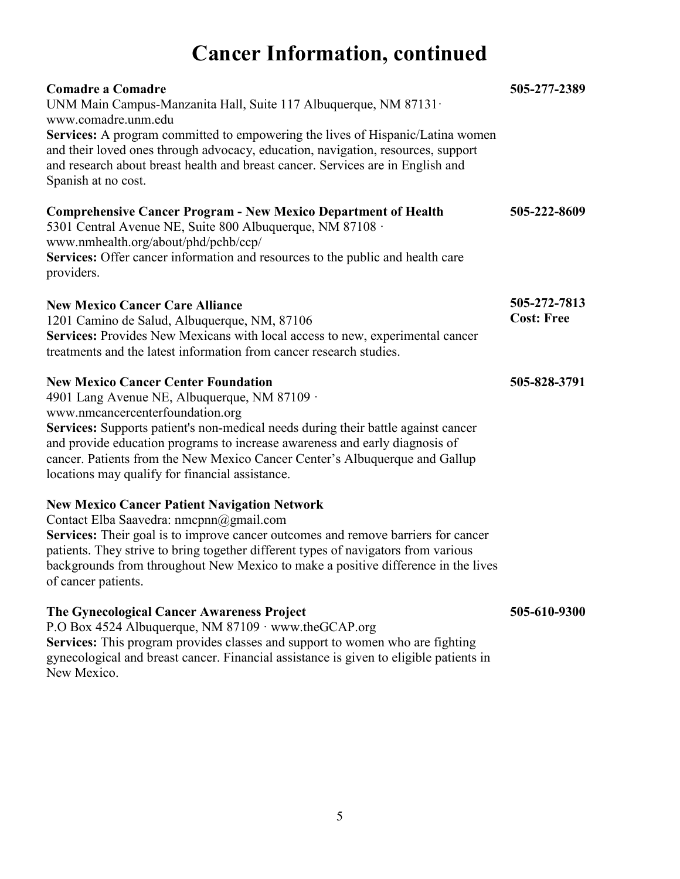# Cancer Information, continued

**Comadre a Comadre** **505-277-2389**
UNM Main Campus-Manzanita Hall, Suite 117 Albuquerque, NM 87131· www.comadre.unm.edu
**Services:** A program committed to empowering the lives of Hispanic/Latina women and their loved ones through advocacy, education, navigation, resources, support and research about breast health and breast cancer. Services are in English and Spanish at no cost.

**Comprehensive Cancer Program - New Mexico Department of Health** **505-222-8609**
5301 Central Avenue NE, Suite 800 Albuquerque, NM 87108 · www.nmhealth.org/about/phd/pchb/ccp/
**Services:** Offer cancer information and resources to the public and health care providers.

**New Mexico Cancer Care Alliance** **505-272-7813**
**Cost: Free**
1201 Camino de Salud, Albuquerque, NM, 87106
**Services:** Provides New Mexicans with local access to new, experimental cancer treatments and the latest information from cancer research studies.

**New Mexico Cancer Center Foundation** **505-828-3791**
4901 Lang Avenue NE, Albuquerque, NM 87109 · www.nmcancercenterfoundation.org
**Services:** Supports patient's non-medical needs during their battle against cancer and provide education programs to increase awareness and early diagnosis of cancer. Patients from the New Mexico Cancer Center's Albuquerque and Gallup locations may qualify for financial assistance.

**New Mexico Cancer Patient Navigation Network**
Contact Elba Saavedra: nmcpnn@gmail.com
**Services:** Their goal is to improve cancer outcomes and remove barriers for cancer patients. They strive to bring together different types of navigators from various backgrounds from throughout New Mexico to make a positive difference in the lives of cancer patients.

**The Gynecological Cancer Awareness Project** **505-610-9300**
P.O Box 4524 Albuquerque, NM 87109 · www.theGCAP.org
**Services:** This program provides classes and support to women who are fighting gynecological and breast cancer. Financial assistance is given to eligible patients in New Mexico.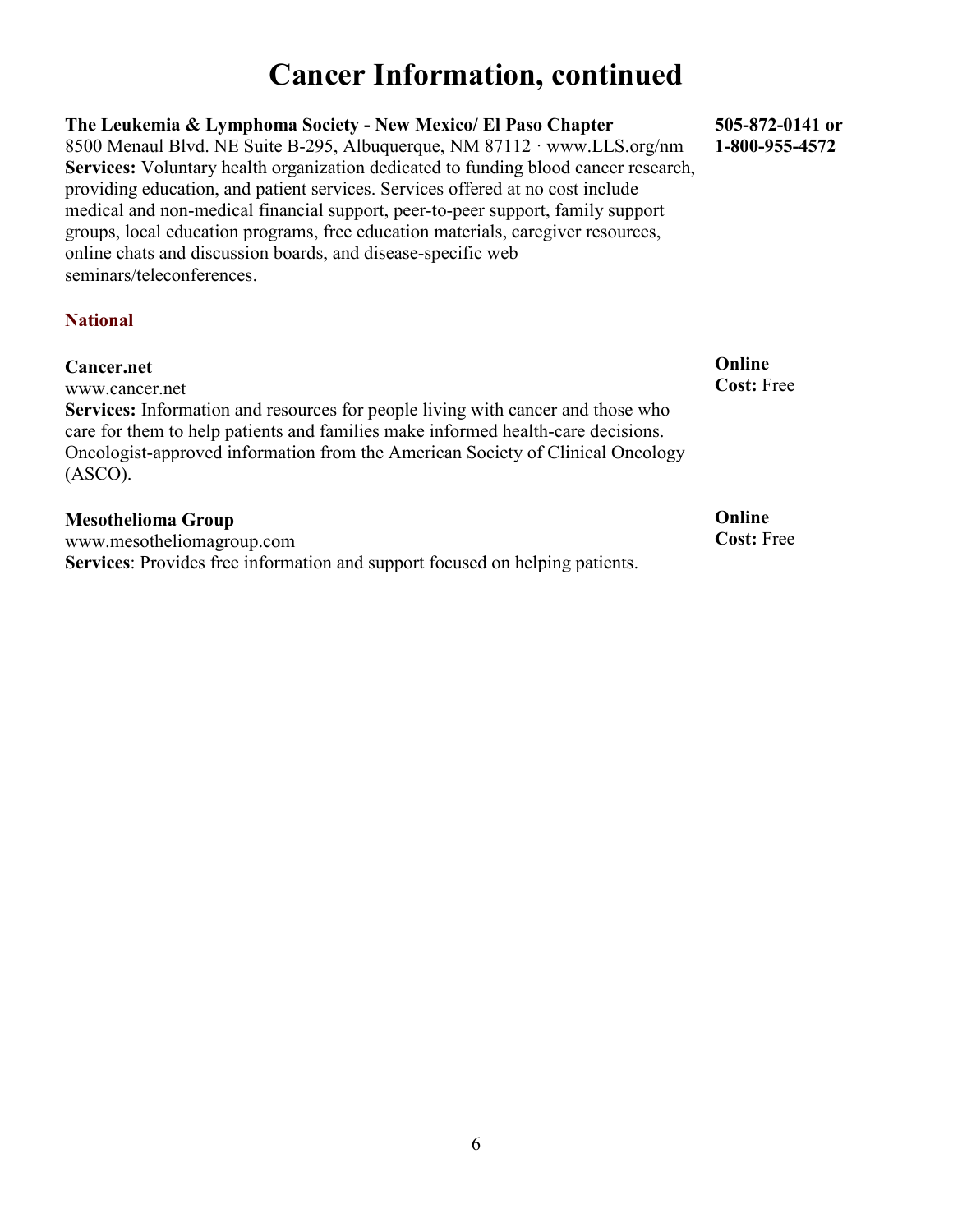# Cancer Information, continued

**The Leukemia & Lymphoma Society - New Mexico/ El Paso Chapter**
8500 Menaul Blvd. NE Suite B-295, Albuquerque, NM 87112 · www.LLS.org/nm
**Services:** Voluntary health organization dedicated to funding blood cancer research, providing education, and patient services. Services offered at no cost include medical and non-medical financial support, peer-to-peer support, family support groups, local education programs, free education materials, caregiver resources, online chats and discussion boards, and disease-specific web seminars/teleconferences.

**505-872-0141 or 1-800-955-4572**

## National

**Cancer.net**
www.cancer.net
**Services:** Information and resources for people living with cancer and those who care for them to help patients and families make informed health-care decisions. Oncologist-approved information from the American Society of Clinical Oncology (ASCO).

**Online**
**Cost:** Free

**Mesothelioma Group**
www.mesotheliomagroup.com
**Services**: Provides free information and support focused on helping patients.

**Online**
**Cost:** Free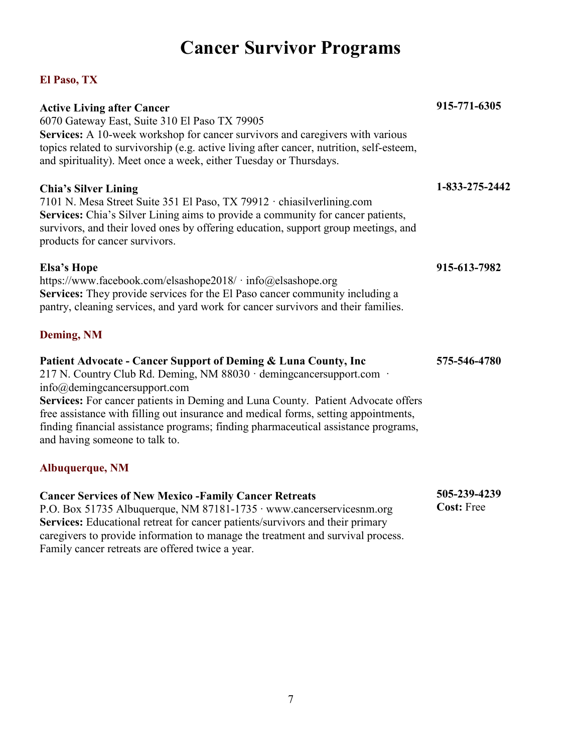# Cancer Survivor Programs

## El Paso, TX

**Active Living after Cancer** — **915-771-6305**

6070 Gateway East, Suite 310 El Paso TX 79905

**Services:** A 10-week workshop for cancer survivors and caregivers with various topics related to survivorship (e.g. active living after cancer, nutrition, self-esteem, and spirituality). Meet once a week, either Tuesday or Thursdays.

**Chia's Silver Lining** — **1-833-275-2442**

7101 N. Mesa Street Suite 351 El Paso, TX 79912 · chiasilverlining.com

**Services:** Chia's Silver Lining aims to provide a community for cancer patients, survivors, and their loved ones by offering education, support group meetings, and products for cancer survivors.

**Elsa's Hope** — **915-613-7982**

https://www.facebook.com/elsashope2018/ · info@elsashope.org

**Services:** They provide services for the El Paso cancer community including a pantry, cleaning services, and yard work for cancer survivors and their families.

## Deming, NM

**Patient Advocate - Cancer Support of Deming & Luna County, Inc** — **575-546-4780**

217 N. Country Club Rd. Deming, NM 88030 · demingcancersupport.com · info@demingcancersupport.com

**Services:** For cancer patients in Deming and Luna County. Patient Advocate offers free assistance with filling out insurance and medical forms, setting appointments, finding financial assistance programs; finding pharmaceutical assistance programs, and having someone to talk to.

## Albuquerque, NM

**Cancer Services of New Mexico -Family Cancer Retreats** — **505-239-4239**

**Cost:** Free

P.O. Box 51735 Albuquerque, NM 87181-1735 · www.cancerservicesnm.org

**Services:** Educational retreat for cancer patients/survivors and their primary caregivers to provide information to manage the treatment and survival process. Family cancer retreats are offered twice a year.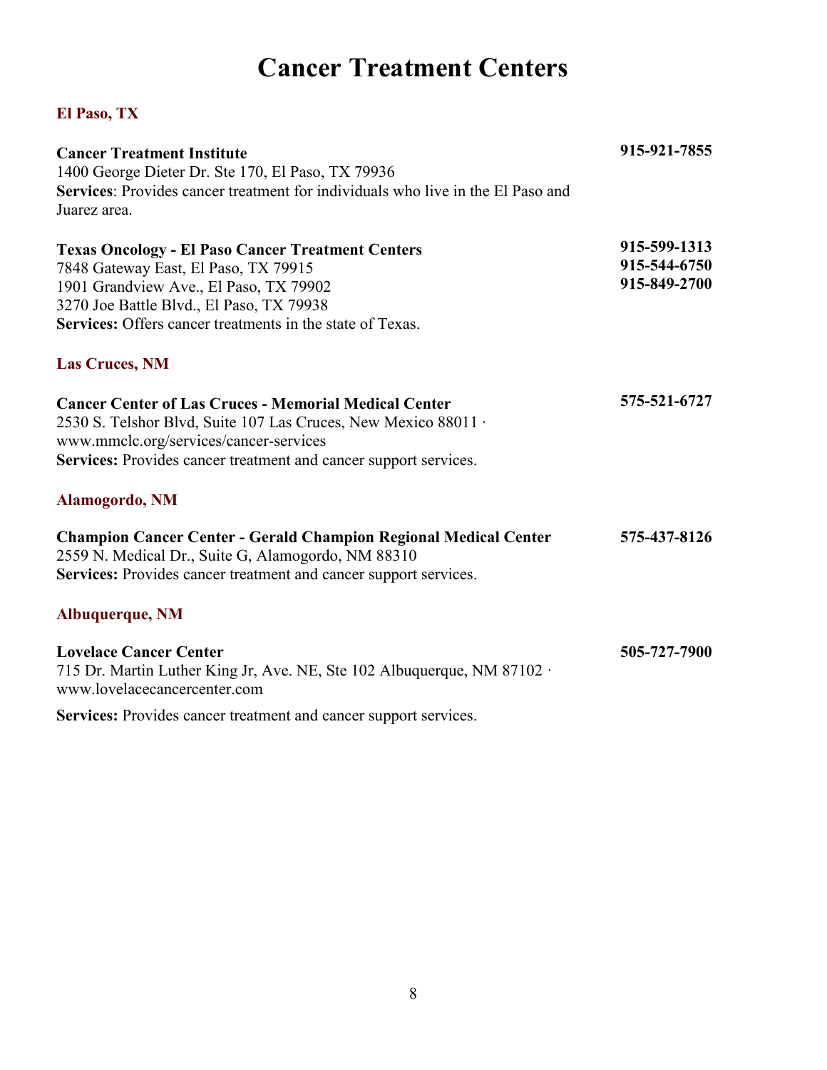# Cancer Treatment Centers

## El Paso, TX

**Cancer Treatment Institute** **915-921-7855**
1400 George Dieter Dr. Ste 170, El Paso, TX 79936
**Services**: Provides cancer treatment for individuals who live in the El Paso and Juarez area.

**Texas Oncology - El Paso Cancer Treatment Centers** **915-599-1313** **915-544-6750** **915-849-2700**
7848 Gateway East, El Paso, TX 79915
1901 Grandview Ave., El Paso, TX 79902
3270 Joe Battle Blvd., El Paso, TX 79938
**Services:** Offers cancer treatments in the state of Texas.

## Las Cruces, NM

**Cancer Center of Las Cruces - Memorial Medical Center** **575-521-6727**
2530 S. Telshor Blvd, Suite 107 Las Cruces, New Mexico 88011 · www.mmclc.org/services/cancer-services
**Services:** Provides cancer treatment and cancer support services.

## Alamogordo, NM

**Champion Cancer Center - Gerald Champion Regional Medical Center** **575-437-8126**
2559 N. Medical Dr., Suite G, Alamogordo, NM 88310
**Services:** Provides cancer treatment and cancer support services.

## Albuquerque, NM

**Lovelace Cancer Center** **505-727-7900**
715 Dr. Martin Luther King Jr, Ave. NE, Ste 102 Albuquerque, NM 87102 · www.lovelacecancercenter.com

**Services:** Provides cancer treatment and cancer support services.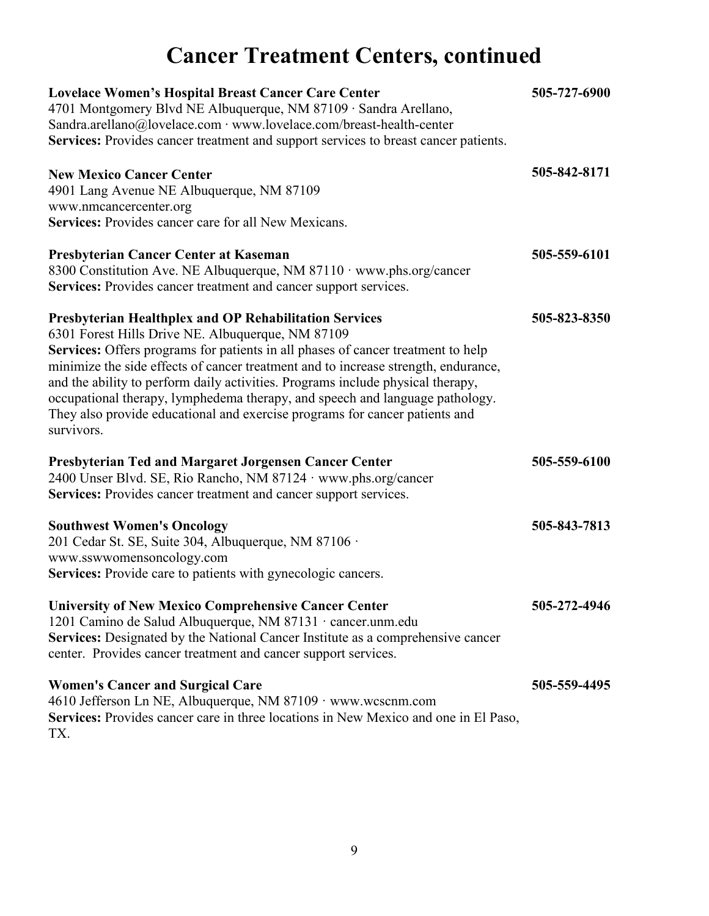# Cancer Treatment Centers, continued

**Lovelace Women's Hospital Breast Cancer Care Center** — **505-727-6900**
4701 Montgomery Blvd NE Albuquerque, NM 87109 · Sandra Arellano, Sandra.arellano@lovelace.com · www.lovelace.com/breast-health-center
**Services:** Provides cancer treatment and support services to breast cancer patients.

**New Mexico Cancer Center** — **505-842-8171**
4901 Lang Avenue NE Albuquerque, NM 87109
www.nmcancercenter.org
**Services:** Provides cancer care for all New Mexicans.

**Presbyterian Cancer Center at Kaseman** — **505-559-6101**
8300 Constitution Ave. NE Albuquerque, NM 87110 · www.phs.org/cancer
**Services:** Provides cancer treatment and cancer support services.

**Presbyterian Healthplex and OP Rehabilitation Services** — **505-823-8350**
6301 Forest Hills Drive NE. Albuquerque, NM 87109
**Services:** Offers programs for patients in all phases of cancer treatment to help minimize the side effects of cancer treatment and to increase strength, endurance, and the ability to perform daily activities. Programs include physical therapy, occupational therapy, lymphedema therapy, and speech and language pathology. They also provide educational and exercise programs for cancer patients and survivors.

**Presbyterian Ted and Margaret Jorgensen Cancer Center** — **505-559-6100**
2400 Unser Blvd. SE, Rio Rancho, NM 87124 · www.phs.org/cancer
**Services:** Provides cancer treatment and cancer support services.

**Southwest Women's Oncology** — **505-843-7813**
201 Cedar St. SE, Suite 304, Albuquerque, NM 87106 · www.sswwomensoncology.com
**Services:** Provide care to patients with gynecologic cancers.

**University of New Mexico Comprehensive Cancer Center** — **505-272-4946**
1201 Camino de Salud Albuquerque, NM 87131 · cancer.unm.edu
**Services:** Designated by the National Cancer Institute as a comprehensive cancer center. Provides cancer treatment and cancer support services.

**Women's Cancer and Surgical Care** — **505-559-4495**
4610 Jefferson Ln NE, Albuquerque, NM 87109 · www.wcscnm.com
**Services:** Provides cancer care in three locations in New Mexico and one in El Paso, TX.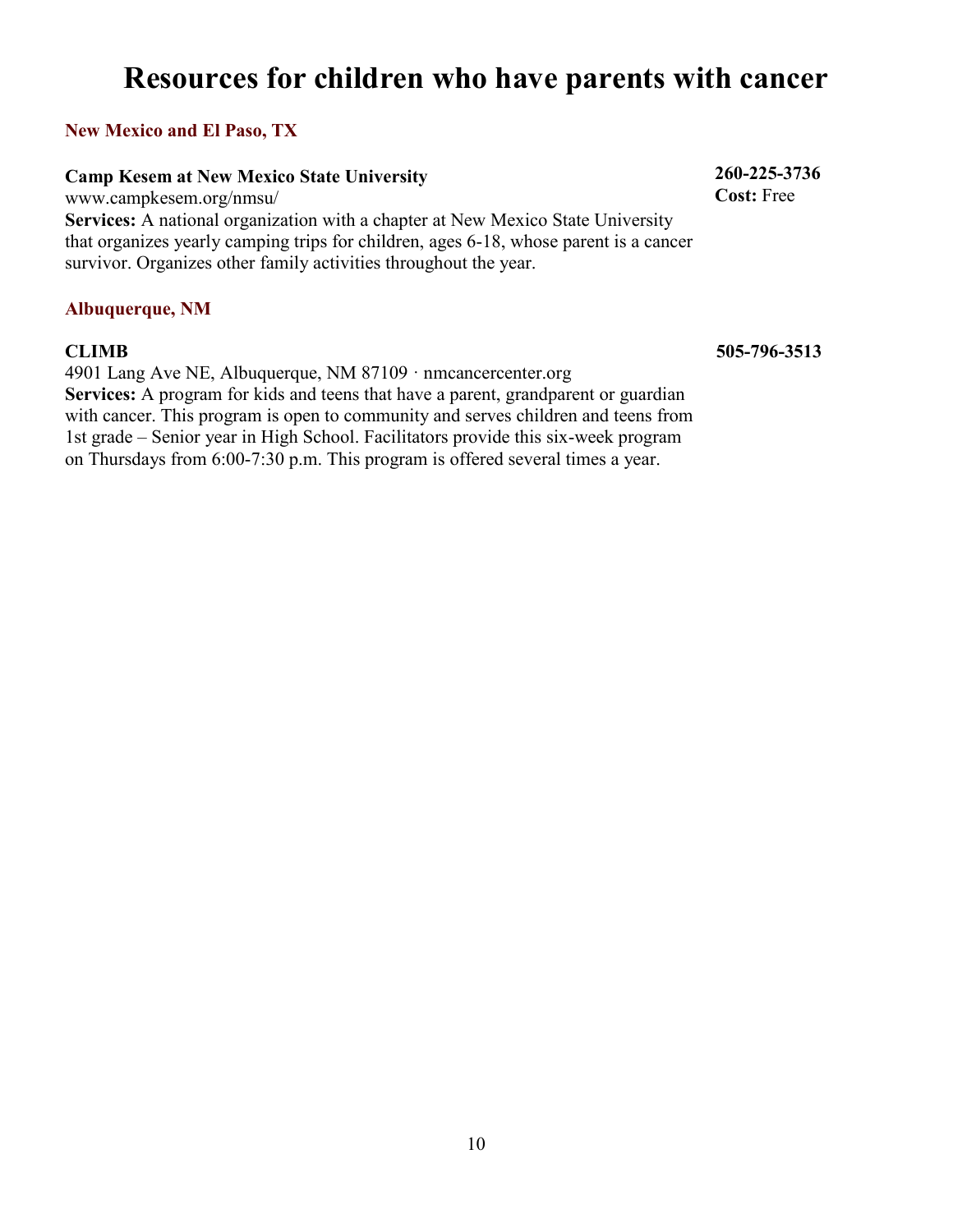# Resources for children who have parents with cancer

## New Mexico and El Paso, TX

**Camp Kesem at New Mexico State University**

**260-225-3736**

**Cost:** Free

www.campkesem.org/nmsu/

**Services:** A national organization with a chapter at New Mexico State University that organizes yearly camping trips for children, ages 6-18, whose parent is a cancer survivor. Organizes other family activities throughout the year.

## Albuquerque, NM

**CLIMB**

**505-796-3513**

4901 Lang Ave NE, Albuquerque, NM 87109 · nmcancercenter.org

**Services:** A program for kids and teens that have a parent, grandparent or guardian with cancer. This program is open to community and serves children and teens from 1st grade – Senior year in High School. Facilitators provide this six-week program on Thursdays from 6:00-7:30 p.m. This program is offered several times a year.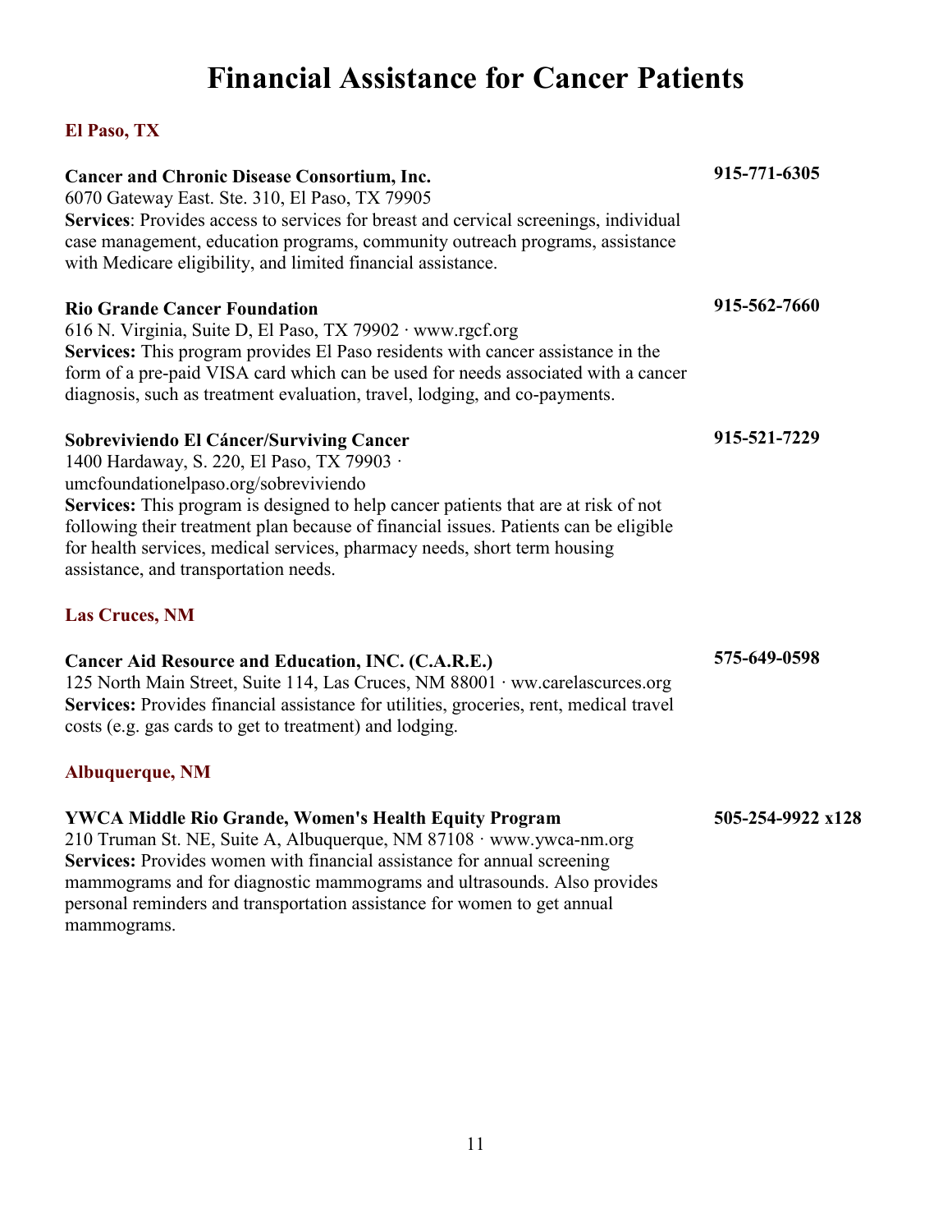# Financial Assistance for Cancer Patients

## El Paso, TX

**Cancer and Chronic Disease Consortium, Inc.** **915-771-6305**
6070 Gateway East. Ste. 310, El Paso, TX 79905
**Services**: Provides access to services for breast and cervical screenings, individual case management, education programs, community outreach programs, assistance with Medicare eligibility, and limited financial assistance.

**Rio Grande Cancer Foundation** **915-562-7660**
616 N. Virginia, Suite D, El Paso, TX 79902 · www.rgcf.org
**Services:** This program provides El Paso residents with cancer assistance in the form of a pre-paid VISA card which can be used for needs associated with a cancer diagnosis, such as treatment evaluation, travel, lodging, and co-payments.

**Sobreviviendo El Cáncer/Surviving Cancer** **915-521-7229**
1400 Hardaway, S. 220, El Paso, TX 79903 · umcfoundationelpaso.org/sobreviviendo
**Services:** This program is designed to help cancer patients that are at risk of not following their treatment plan because of financial issues. Patients can be eligible for health services, medical services, pharmacy needs, short term housing assistance, and transportation needs.

## Las Cruces, NM

**Cancer Aid Resource and Education, INC. (C.A.R.E.)** **575-649-0598**
125 North Main Street, Suite 114, Las Cruces, NM 88001 · ww.carelascurces.org
**Services:** Provides financial assistance for utilities, groceries, rent, medical travel costs (e.g. gas cards to get to treatment) and lodging.

## Albuquerque, NM

**YWCA Middle Rio Grande, Women's Health Equity Program** **505-254-9922 x128**
210 Truman St. NE, Suite A, Albuquerque, NM 87108 · www.ywca-nm.org
**Services:** Provides women with financial assistance for annual screening mammograms and for diagnostic mammograms and ultrasounds. Also provides personal reminders and transportation assistance for women to get annual mammograms.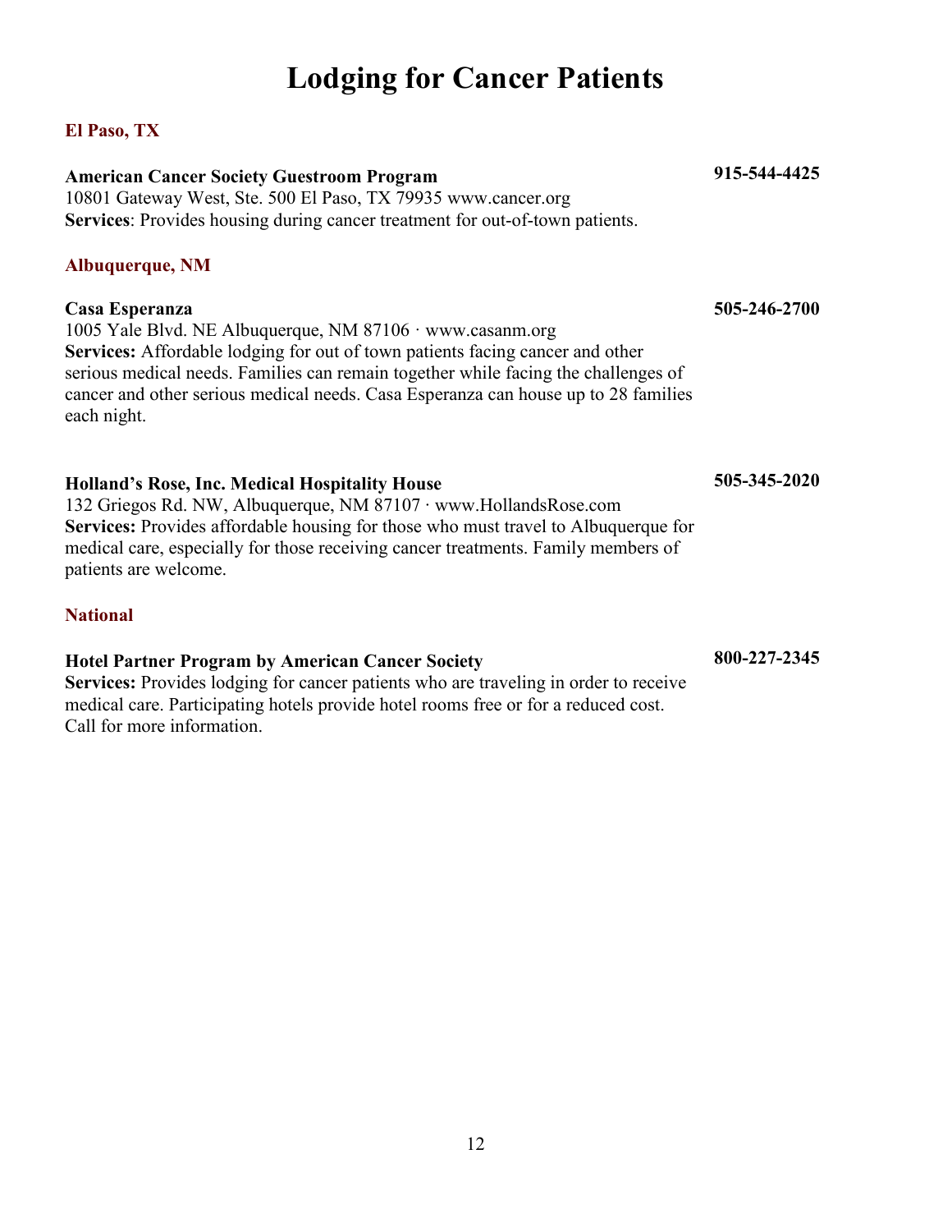# Lodging for Cancer Patients

## El Paso, TX

**American Cancer Society Guestroom Program** **915-544-4425**
10801 Gateway West, Ste. 500 El Paso, TX 79935 www.cancer.org
**Services**: Provides housing during cancer treatment for out-of-town patients.

## Albuquerque, NM

**Casa Esperanza** **505-246-2700**
1005 Yale Blvd. NE Albuquerque, NM 87106 · www.casanm.org
**Services:** Affordable lodging for out of town patients facing cancer and other serious medical needs. Families can remain together while facing the challenges of cancer and other serious medical needs. Casa Esperanza can house up to 28 families each night.

**Holland's Rose, Inc. Medical Hospitality House** **505-345-2020**
132 Griegos Rd. NW, Albuquerque, NM 87107 · www.HollandsRose.com
**Services:** Provides affordable housing for those who must travel to Albuquerque for medical care, especially for those receiving cancer treatments. Family members of patients are welcome.

## National

**Hotel Partner Program by American Cancer Society** **800-227-2345**
**Services:** Provides lodging for cancer patients who are traveling in order to receive medical care. Participating hotels provide hotel rooms free or for a reduced cost. Call for more information.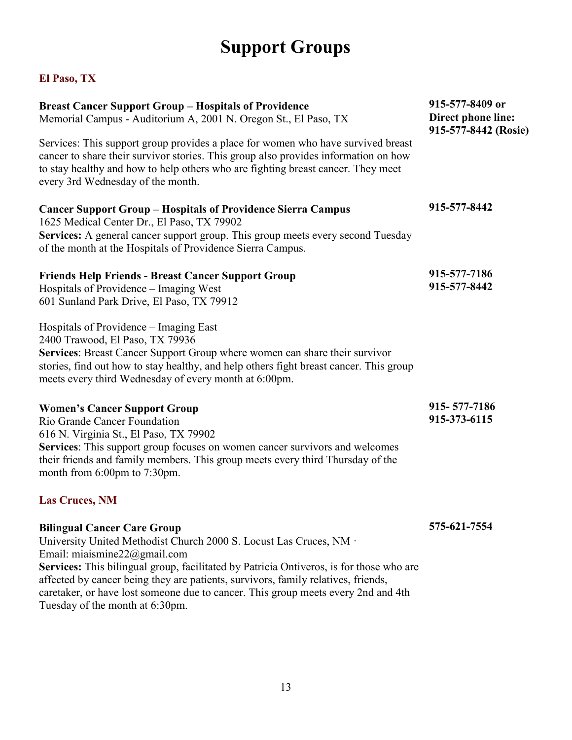# Support Groups

## El Paso, TX

**Breast Cancer Support Group – Hospitals of Providence**
Memorial Campus - Auditorium A, 2001 N. Oregon St., El Paso, TX

**915-577-8409 or**
**Direct phone line:**
**915-577-8442 (Rosie)**

Services: This support group provides a place for women who have survived breast cancer to share their survivor stories. This group also provides information on how to stay healthy and how to help others who are fighting breast cancer. They meet every 3rd Wednesday of the month.

**Cancer Support Group – Hospitals of Providence Sierra Campus**
1625 Medical Center Dr., El Paso, TX 79902

**915-577-8442**

**Services:** A general cancer support group. This group meets every second Tuesday of the month at the Hospitals of Providence Sierra Campus.

**Friends Help Friends - Breast Cancer Support Group**
Hospitals of Providence – Imaging West
601 Sunland Park Drive, El Paso, TX 79912

**915-577-7186**
**915-577-8442**

Hospitals of Providence – Imaging East
2400 Trawood, El Paso, TX 79936
**Services**: Breast Cancer Support Group where women can share their survivor stories, find out how to stay healthy, and help others fight breast cancer. This group meets every third Wednesday of every month at 6:00pm.

**Women's Cancer Support Group**
Rio Grande Cancer Foundation
616 N. Virginia St., El Paso, TX 79902

**915- 577-7186**
**915-373-6115**

**Services**: This support group focuses on women cancer survivors and welcomes their friends and family members. This group meets every third Thursday of the month from 6:00pm to 7:30pm.

## Las Cruces, NM

**Bilingual Cancer Care Group**
University United Methodist Church 2000 S. Locust Las Cruces, NM ·
Email: miaismine22@gmail.com

**575-621-7554**

**Services:** This bilingual group, facilitated by Patricia Ontiveros, is for those who are affected by cancer being they are patients, survivors, family relatives, friends, caretaker, or have lost someone due to cancer. This group meets every 2nd and 4th Tuesday of the month at 6:30pm.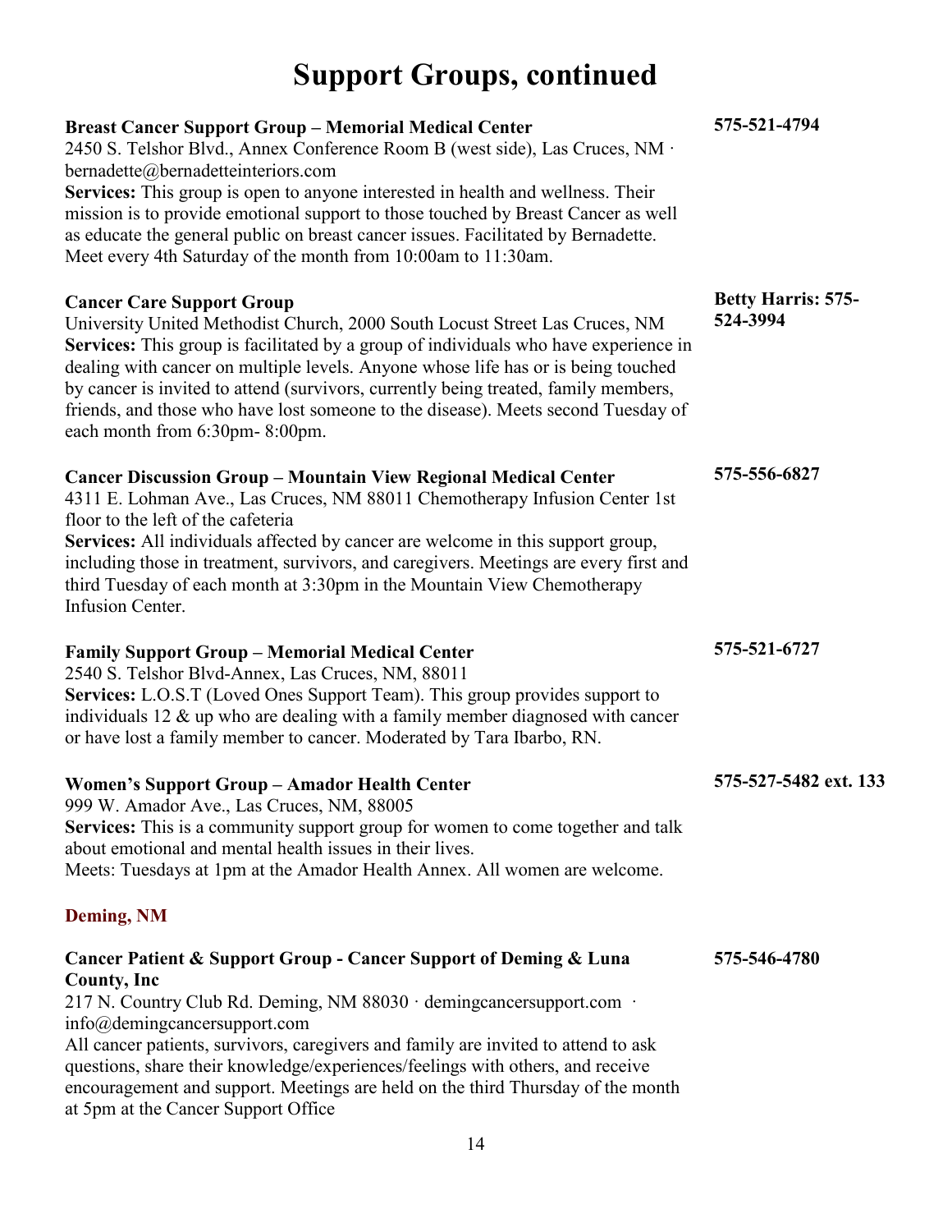# Support Groups, continued

**Breast Cancer Support Group – Memorial Medical Center** — **575-521-4794**

2450 S. Telshor Blvd., Annex Conference Room B (west side), Las Cruces, NM · bernadette@bernadetteinteriors.com

**Services:** This group is open to anyone interested in health and wellness. Their mission is to provide emotional support to those touched by Breast Cancer as well as educate the general public on breast cancer issues. Facilitated by Bernadette. Meet every 4th Saturday of the month from 10:00am to 11:30am.

**Cancer Care Support Group** — **Betty Harris: 575-524-3994**

University United Methodist Church, 2000 South Locust Street Las Cruces, NM

**Services:** This group is facilitated by a group of individuals who have experience in dealing with cancer on multiple levels. Anyone whose life has or is being touched by cancer is invited to attend (survivors, currently being treated, family members, friends, and those who have lost someone to the disease). Meets second Tuesday of each month from 6:30pm- 8:00pm.

**Cancer Discussion Group – Mountain View Regional Medical Center** — **575-556-6827**

4311 E. Lohman Ave., Las Cruces, NM 88011 Chemotherapy Infusion Center 1st floor to the left of the cafeteria

**Services:** All individuals affected by cancer are welcome in this support group, including those in treatment, survivors, and caregivers. Meetings are every first and third Tuesday of each month at 3:30pm in the Mountain View Chemotherapy Infusion Center.

**Family Support Group – Memorial Medical Center** — **575-521-6727**

2540 S. Telshor Blvd-Annex, Las Cruces, NM, 88011

**Services:** L.O.S.T (Loved Ones Support Team). This group provides support to individuals 12 & up who are dealing with a family member diagnosed with cancer or have lost a family member to cancer. Moderated by Tara Ibarbo, RN.

**Women's Support Group – Amador Health Center** — **575-527-5482 ext. 133**

999 W. Amador Ave., Las Cruces, NM, 88005

**Services:** This is a community support group for women to come together and talk about emotional and mental health issues in their lives.

Meets: Tuesdays at 1pm at the Amador Health Annex. All women are welcome.

## Deming, NM

**Cancer Patient & Support Group - Cancer Support of Deming & Luna County, Inc** — **575-546-4780**

217 N. Country Club Rd. Deming, NM 88030 · demingcancersupport.com · info@demingcancersupport.com

All cancer patients, survivors, caregivers and family are invited to attend to ask questions, share their knowledge/experiences/feelings with others, and receive encouragement and support. Meetings are held on the third Thursday of the month at 5pm at the Cancer Support Office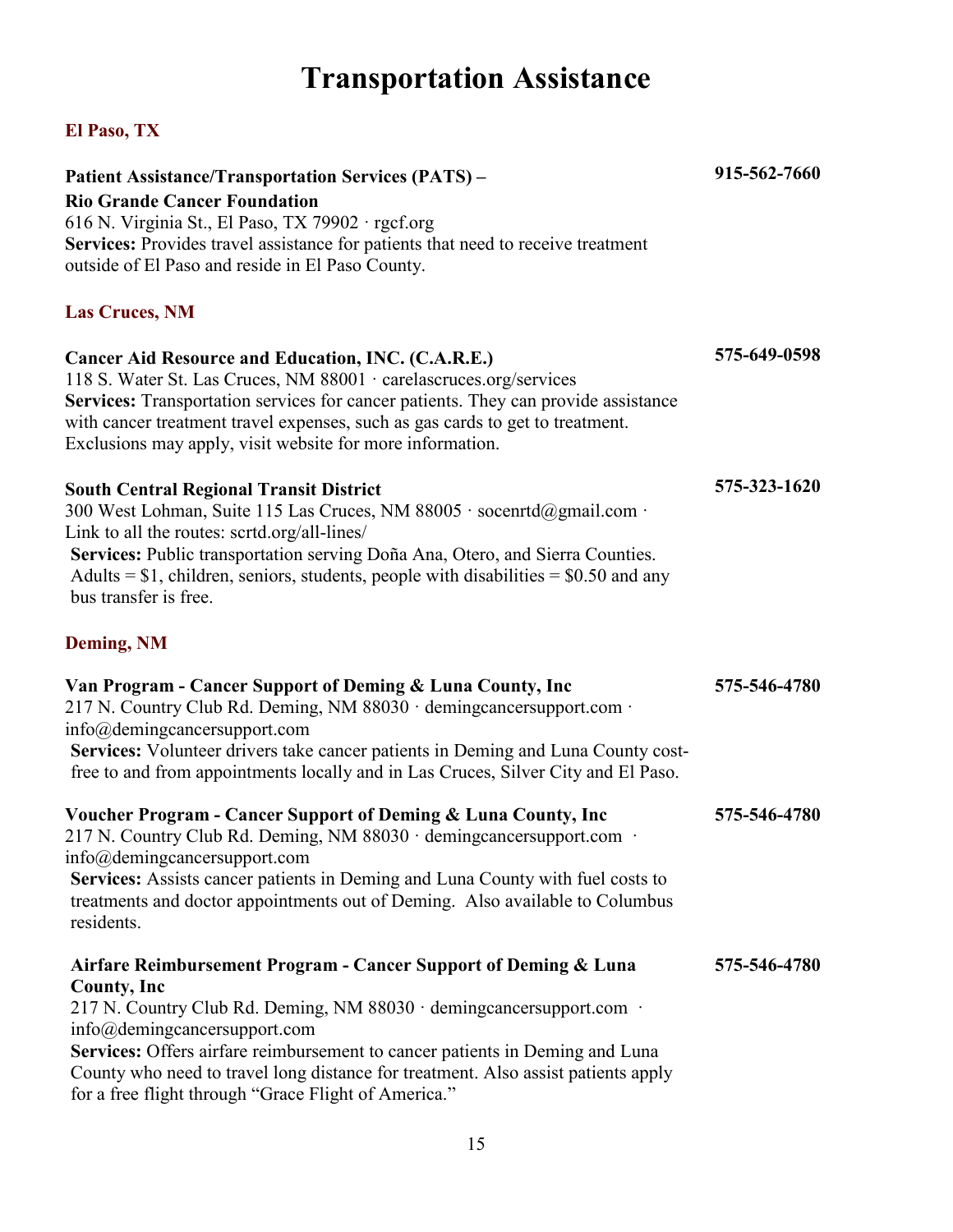# Transportation Assistance

## El Paso, TX

**Patient Assistance/Transportation Services (PATS) – Rio Grande Cancer Foundation** **915-562-7660**
616 N. Virginia St., El Paso, TX 79902 · rgcf.org
**Services:** Provides travel assistance for patients that need to receive treatment outside of El Paso and reside in El Paso County.

## Las Cruces, NM

**Cancer Aid Resource and Education, INC. (C.A.R.E.)** **575-649-0598**
118 S. Water St. Las Cruces, NM 88001 · carelascruces.org/services
**Services:** Transportation services for cancer patients. They can provide assistance with cancer treatment travel expenses, such as gas cards to get to treatment. Exclusions may apply, visit website for more information.

**South Central Regional Transit District** **575-323-1620**
300 West Lohman, Suite 115 Las Cruces, NM 88005 · socenrtd@gmail.com · Link to all the routes: scrtd.org/all-lines/
**Services:** Public transportation serving Doña Ana, Otero, and Sierra Counties. Adults = $1, children, seniors, students, people with disabilities = $0.50 and any bus transfer is free.

## Deming, NM

**Van Program - Cancer Support of Deming & Luna County, Inc** **575-546-4780**
217 N. Country Club Rd. Deming, NM 88030 · demingcancersupport.com · info@demingcancersupport.com
**Services:** Volunteer drivers take cancer patients in Deming and Luna County cost-free to and from appointments locally and in Las Cruces, Silver City and El Paso.

**Voucher Program - Cancer Support of Deming & Luna County, Inc** **575-546-4780**
217 N. Country Club Rd. Deming, NM 88030 · demingcancersupport.com · info@demingcancersupport.com
**Services:** Assists cancer patients in Deming and Luna County with fuel costs to treatments and doctor appointments out of Deming. Also available to Columbus residents.

**Airfare Reimbursement Program - Cancer Support of Deming & Luna County, Inc** **575-546-4780**
217 N. Country Club Rd. Deming, NM 88030 · demingcancersupport.com · info@demingcancersupport.com
**Services:** Offers airfare reimbursement to cancer patients in Deming and Luna County who need to travel long distance for treatment. Also assist patients apply for a free flight through "Grace Flight of America."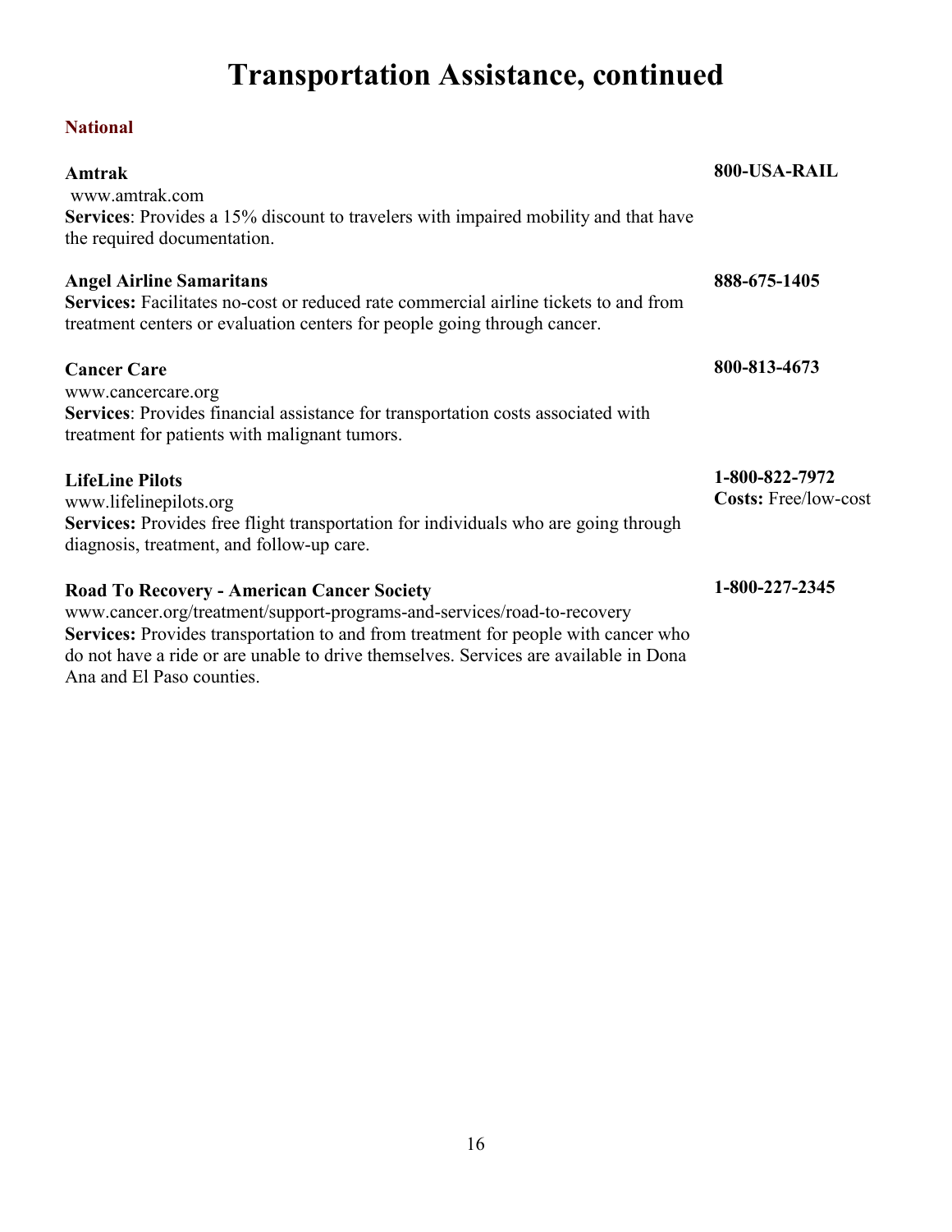# Transportation Assistance, continued

## National

**Amtrak** — **800-USA-RAIL**

www.amtrak.com

**Services**: Provides a 15% discount to travelers with impaired mobility and that have the required documentation.

**Angel Airline Samaritans** — **888-675-1405**

**Services:** Facilitates no-cost or reduced rate commercial airline tickets to and from treatment centers or evaluation centers for people going through cancer.

**Cancer Care** — **800-813-4673**

www.cancercare.org

**Services**: Provides financial assistance for transportation costs associated with treatment for patients with malignant tumors.

**LifeLine Pilots** — **1-800-822-7972**

**Costs:** Free/low-cost

www.lifelinepilots.org

**Services:** Provides free flight transportation for individuals who are going through diagnosis, treatment, and follow-up care.

**Road To Recovery - American Cancer Society** — **1-800-227-2345**

www.cancer.org/treatment/support-programs-and-services/road-to-recovery

**Services:** Provides transportation to and from treatment for people with cancer who do not have a ride or are unable to drive themselves. Services are available in Dona Ana and El Paso counties.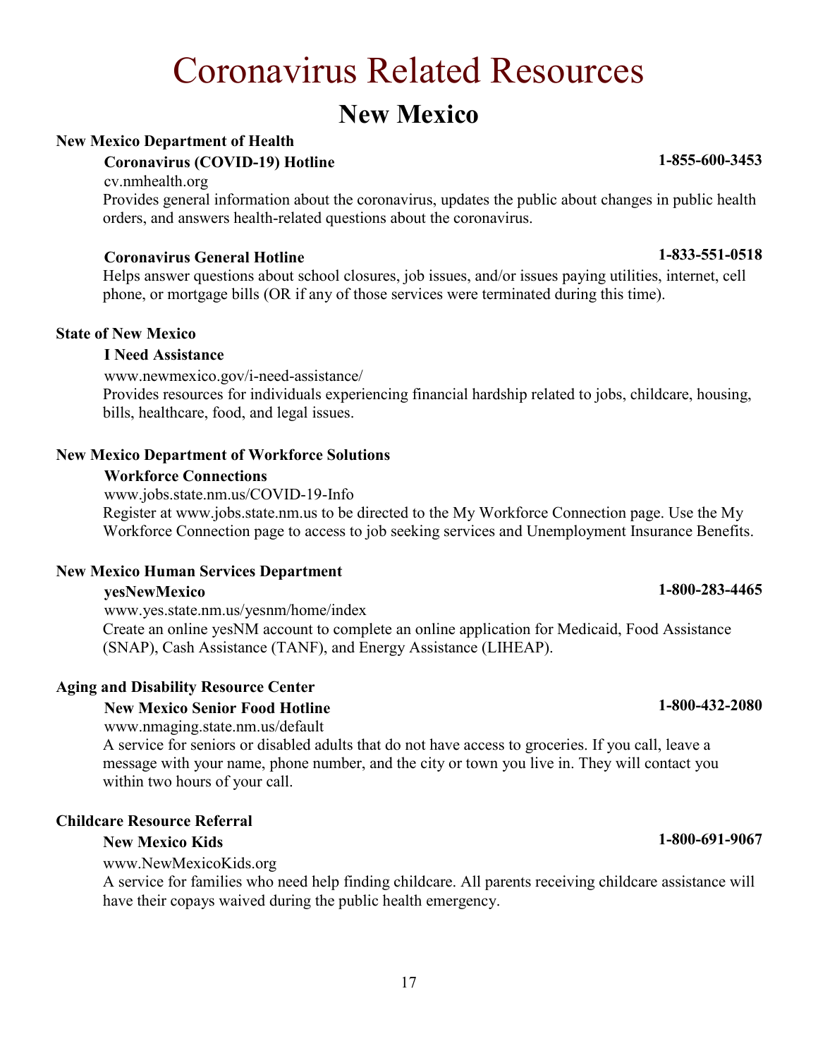# Coronavirus Related Resources

## New Mexico

**New Mexico Department of Health**

**Coronavirus (COVID-19) Hotline** — **1-855-600-3453**

cv.nmhealth.org

Provides general information about the coronavirus, updates the public about changes in public health orders, and answers health-related questions about the coronavirus.

**Coronavirus General Hotline** — **1-833-551-0518**

Helps answer questions about school closures, job issues, and/or issues paying utilities, internet, cell phone, or mortgage bills (OR if any of those services were terminated during this time).

**State of New Mexico**

**I Need Assistance**

www.newmexico.gov/i-need-assistance/

Provides resources for individuals experiencing financial hardship related to jobs, childcare, housing, bills, healthcare, food, and legal issues.

**New Mexico Department of Workforce Solutions**

**Workforce Connections**

www.jobs.state.nm.us/COVID-19-Info

Register at www.jobs.state.nm.us to be directed to the My Workforce Connection page. Use the My Workforce Connection page to access to job seeking services and Unemployment Insurance Benefits.

**New Mexico Human Services Department**

**yesNewMexico** — **1-800-283-4465**

www.yes.state.nm.us/yesnm/home/index

Create an online yesNM account to complete an online application for Medicaid, Food Assistance (SNAP), Cash Assistance (TANF), and Energy Assistance (LIHEAP).

**Aging and Disability Resource Center**

**New Mexico Senior Food Hotline** — **1-800-432-2080**

www.nmaging.state.nm.us/default

A service for seniors or disabled adults that do not have access to groceries. If you call, leave a message with your name, phone number, and the city or town you live in. They will contact you within two hours of your call.

**Childcare Resource Referral**

**New Mexico Kids** — **1-800-691-9067**

www.NewMexicoKids.org

A service for families who need help finding childcare. All parents receiving childcare assistance will have their copays waived during the public health emergency.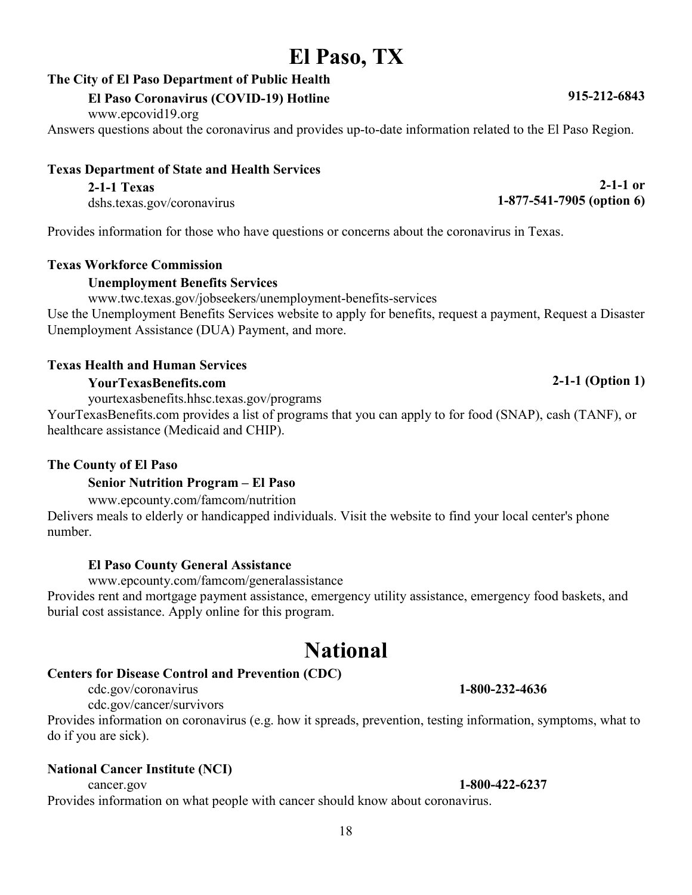# El Paso, TX

**The City of El Paso Department of Public Health**

**El Paso Coronavirus (COVID-19) Hotline** — **915-212-6843**

www.epcovid19.org

Answers questions about the coronavirus and provides up-to-date information related to the El Paso Region.

**Texas Department of State and Health Services**

**2-1-1 Texas** — **2-1-1 or 1-877-541-7905 (option 6)**

dshs.texas.gov/coronavirus

Provides information for those who have questions or concerns about the coronavirus in Texas.

**Texas Workforce Commission**

**Unemployment Benefits Services**

www.twc.texas.gov/jobseekers/unemployment-benefits-services

Use the Unemployment Benefits Services website to apply for benefits, request a payment, Request a Disaster Unemployment Assistance (DUA) Payment, and more.

**Texas Health and Human Services**

**YourTexasBenefits.com** — **2-1-1 (Option 1)**

yourtexasbenefits.hhsc.texas.gov/programs

YourTexasBenefits.com provides a list of programs that you can apply to for food (SNAP), cash (TANF), or healthcare assistance (Medicaid and CHIP).

**The County of El Paso**

**Senior Nutrition Program – El Paso**

www.epcounty.com/famcom/nutrition

Delivers meals to elderly or handicapped individuals. Visit the website to find your local center's phone number.

**El Paso County General Assistance**

www.epcounty.com/famcom/generalassistance

Provides rent and mortgage payment assistance, emergency utility assistance, emergency food baskets, and burial cost assistance. Apply online for this program.

# National

**Centers for Disease Control and Prevention (CDC)**

cdc.gov/coronavirus — **1-800-232-4636**

cdc.gov/cancer/survivors

Provides information on coronavirus (e.g. how it spreads, prevention, testing information, symptoms, what to do if you are sick).

**National Cancer Institute (NCI)**

cancer.gov — **1-800-422-6237**

Provides information on what people with cancer should know about coronavirus.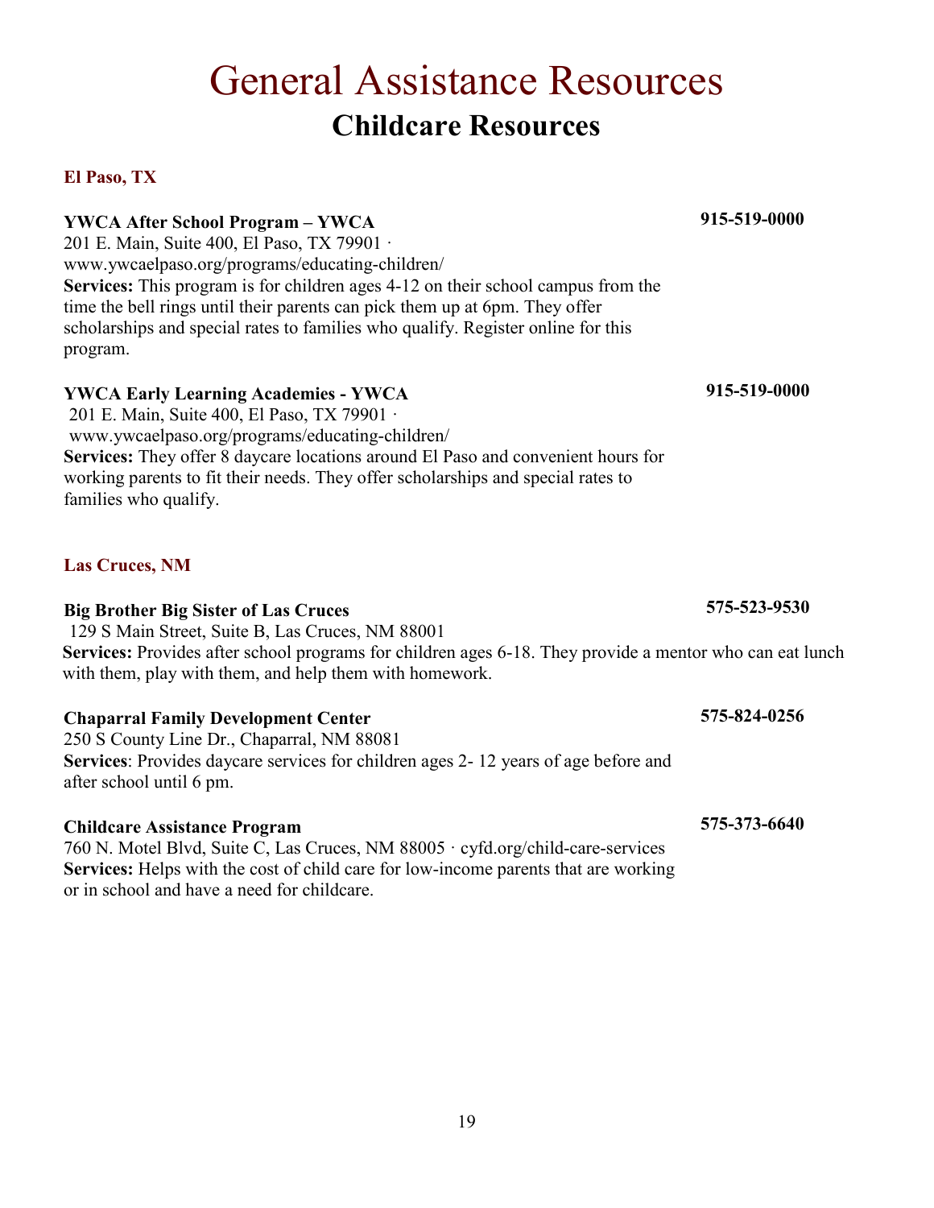# General Assistance Resources

## Childcare Resources

### El Paso, TX

**YWCA After School Program – YWCA** **915-519-0000**
201 E. Main, Suite 400, El Paso, TX 79901 ·
www.ywcaelpaso.org/programs/educating-children/
**Services:** This program is for children ages 4-12 on their school campus from the time the bell rings until their parents can pick them up at 6pm. They offer scholarships and special rates to families who qualify. Register online for this program.

**YWCA Early Learning Academies - YWCA** **915-519-0000**
201 E. Main, Suite 400, El Paso, TX 79901 ·
www.ywcaelpaso.org/programs/educating-children/
**Services:** They offer 8 daycare locations around El Paso and convenient hours for working parents to fit their needs. They offer scholarships and special rates to families who qualify.

### Las Cruces, NM

**Big Brother Big Sister of Las Cruces** **575-523-9530**
129 S Main Street, Suite B, Las Cruces, NM 88001
**Services:** Provides after school programs for children ages 6-18. They provide a mentor who can eat lunch with them, play with them, and help them with homework.

**Chaparral Family Development Center** **575-824-0256**
250 S County Line Dr., Chaparral, NM 88081
**Services**: Provides daycare services for children ages 2- 12 years of age before and after school until 6 pm.

**Childcare Assistance Program** **575-373-6640**
760 N. Motel Blvd, Suite C, Las Cruces, NM 88005 · cyfd.org/child-care-services
**Services:** Helps with the cost of child care for low-income parents that are working or in school and have a need for childcare.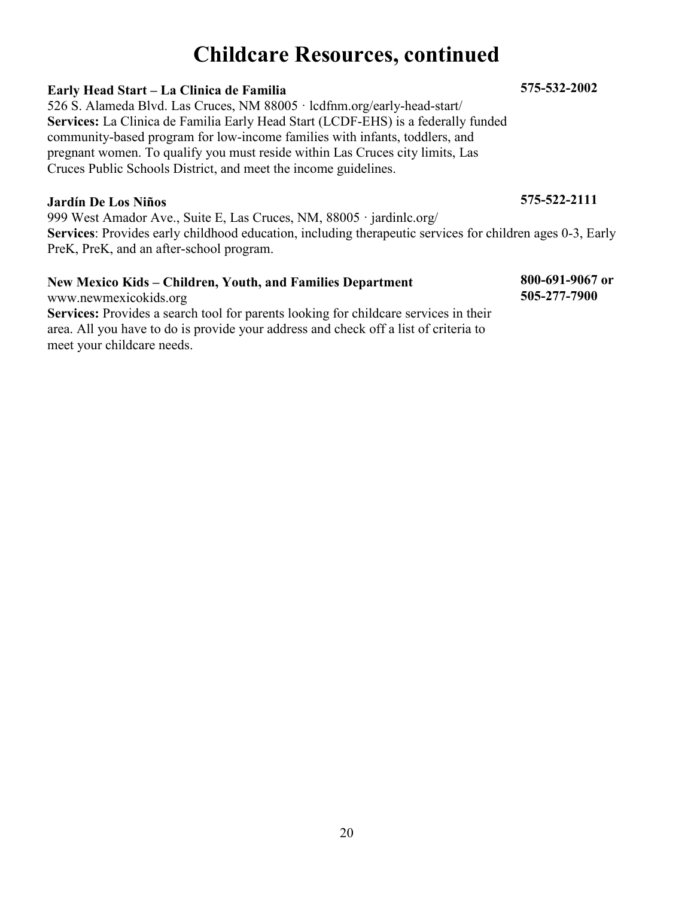# Childcare Resources, continued

**Early Head Start – La Clinica de Familia** **575-532-2002**

526 S. Alameda Blvd. Las Cruces, NM 88005 · lcdfnm.org/early-head-start/
**Services:** La Clinica de Familia Early Head Start (LCDF-EHS) is a federally funded community-based program for low-income families with infants, toddlers, and pregnant women. To qualify you must reside within Las Cruces city limits, Las Cruces Public Schools District, and meet the income guidelines.

**Jardín De Los Niños** **575-522-2111**

999 West Amador Ave., Suite E, Las Cruces, NM, 88005 · jardinlc.org/
**Services**: Provides early childhood education, including therapeutic services for children ages 0-3, Early PreK, PreK, and an after-school program.

**New Mexico Kids – Children, Youth, and Families Department** **800-691-9067 or 505-277-7900**

www.newmexicokids.org
**Services:** Provides a search tool for parents looking for childcare services in their area. All you have to do is provide your address and check off a list of criteria to meet your childcare needs.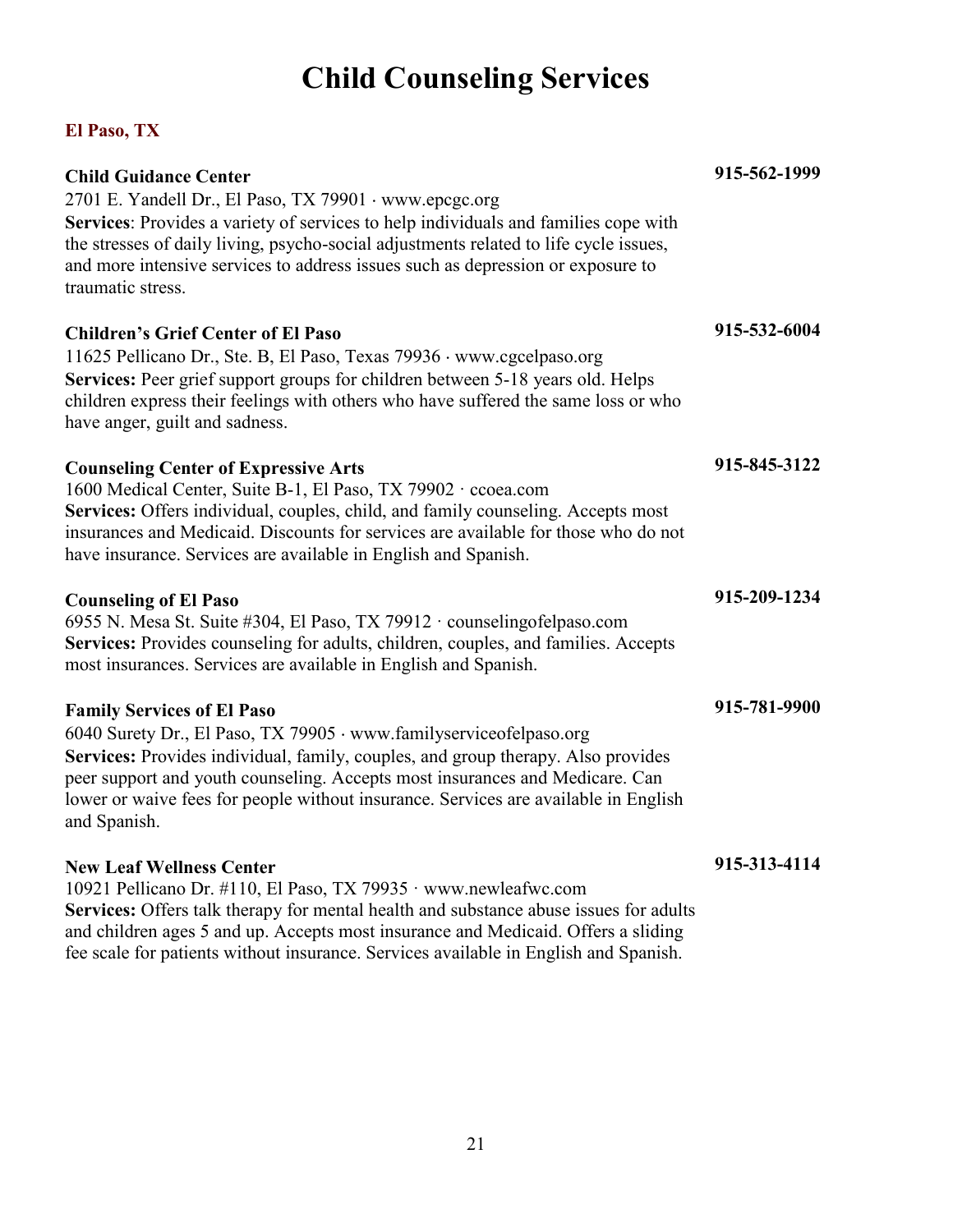# Child Counseling Services

## El Paso, TX

**Child Guidance Center** **915-562-1999**
2701 E. Yandell Dr., El Paso, TX 79901 · www.epcgc.org
**Services**: Provides a variety of services to help individuals and families cope with the stresses of daily living, psycho-social adjustments related to life cycle issues, and more intensive services to address issues such as depression or exposure to traumatic stress.

**Children's Grief Center of El Paso** **915-532-6004**
11625 Pellicano Dr., Ste. B, El Paso, Texas 79936 · www.cgcelpaso.org
**Services:** Peer grief support groups for children between 5-18 years old. Helps children express their feelings with others who have suffered the same loss or who have anger, guilt and sadness.

**Counseling Center of Expressive Arts** **915-845-3122**
1600 Medical Center, Suite B-1, El Paso, TX 79902 · ccoea.com
**Services:** Offers individual, couples, child, and family counseling. Accepts most insurances and Medicaid. Discounts for services are available for those who do not have insurance. Services are available in English and Spanish.

**Counseling of El Paso** **915-209-1234**
6955 N. Mesa St. Suite #304, El Paso, TX 79912 · counselingofelpaso.com
**Services:** Provides counseling for adults, children, couples, and families. Accepts most insurances. Services are available in English and Spanish.

**Family Services of El Paso** **915-781-9900**
6040 Surety Dr., El Paso, TX 79905 · www.familyserviceofelpaso.org
**Services:** Provides individual, family, couples, and group therapy. Also provides peer support and youth counseling. Accepts most insurances and Medicare. Can lower or waive fees for people without insurance. Services are available in English and Spanish.

**New Leaf Wellness Center** **915-313-4114**
10921 Pellicano Dr. #110, El Paso, TX 79935 · www.newleafwc.com
**Services:** Offers talk therapy for mental health and substance abuse issues for adults and children ages 5 and up. Accepts most insurance and Medicaid. Offers a sliding fee scale for patients without insurance. Services available in English and Spanish.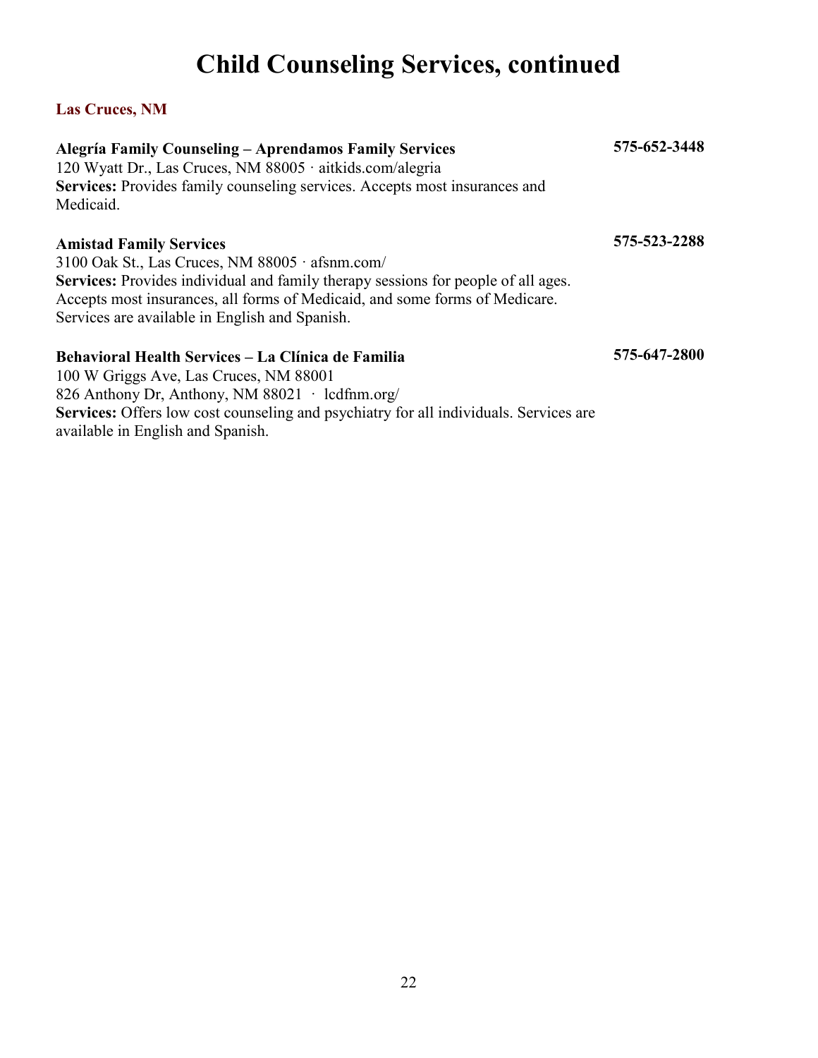# Child Counseling Services, continued

## Las Cruces, NM

**Alegría Family Counseling – Aprendamos Family Services** **575-652-3448**
120 Wyatt Dr., Las Cruces, NM 88005 · aitkids.com/alegria
**Services:** Provides family counseling services. Accepts most insurances and Medicaid.

**Amistad Family Services** **575-523-2288**
3100 Oak St., Las Cruces, NM 88005 · afsnm.com/
**Services:** Provides individual and family therapy sessions for people of all ages. Accepts most insurances, all forms of Medicaid, and some forms of Medicare. Services are available in English and Spanish.

**Behavioral Health Services – La Clínica de Familia** **575-647-2800**
100 W Griggs Ave, Las Cruces, NM 88001
826 Anthony Dr, Anthony, NM 88021 · lcdfnm.org/
**Services:** Offers low cost counseling and psychiatry for all individuals. Services are available in English and Spanish.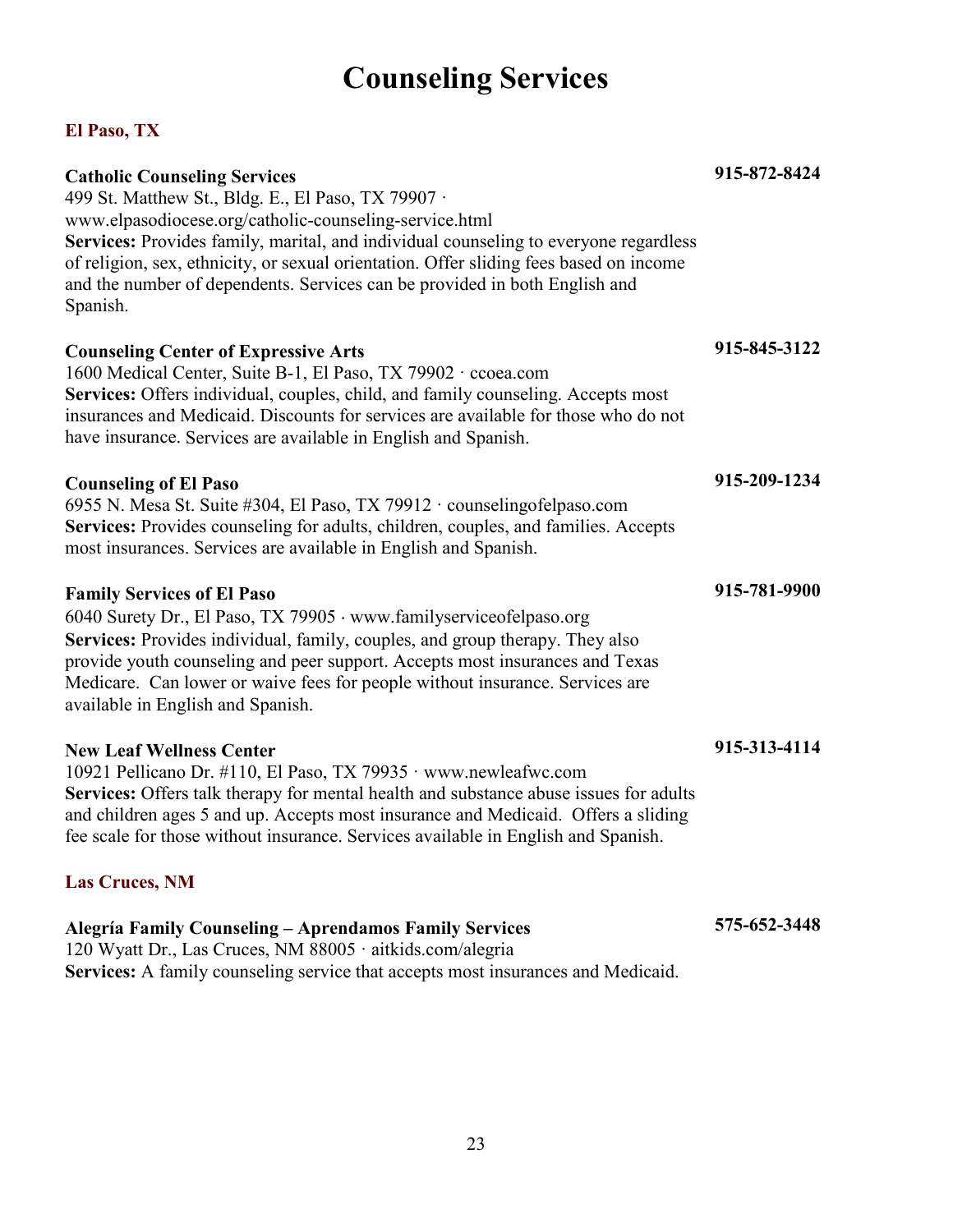# Counseling Services

## El Paso, TX

**Catholic Counseling Services** **915-872-8424**
499 St. Matthew St., Bldg. E., El Paso, TX 79907 · www.elpasodiocese.org/catholic-counseling-service.html
**Services:** Provides family, marital, and individual counseling to everyone regardless of religion, sex, ethnicity, or sexual orientation. Offer sliding fees based on income and the number of dependents. Services can be provided in both English and Spanish.

**Counseling Center of Expressive Arts** **915-845-3122**
1600 Medical Center, Suite B-1, El Paso, TX 79902 · ccoea.com
**Services:** Offers individual, couples, child, and family counseling. Accepts most insurances and Medicaid. Discounts for services are available for those who do not have insurance. Services are available in English and Spanish.

**Counseling of El Paso** **915-209-1234**
6955 N. Mesa St. Suite #304, El Paso, TX 79912 · counselingofelpaso.com
**Services:** Provides counseling for adults, children, couples, and families. Accepts most insurances. Services are available in English and Spanish.

**Family Services of El Paso** **915-781-9900**
6040 Surety Dr., El Paso, TX 79905 · www.familyserviceofelpaso.org
**Services:** Provides individual, family, couples, and group therapy. They also provide youth counseling and peer support. Accepts most insurances and Texas Medicare. Can lower or waive fees for people without insurance. Services are available in English and Spanish.

**New Leaf Wellness Center** **915-313-4114**
10921 Pellicano Dr. #110, El Paso, TX 79935 · www.newleafwc.com
**Services:** Offers talk therapy for mental health and substance abuse issues for adults and children ages 5 and up. Accepts most insurance and Medicaid. Offers a sliding fee scale for those without insurance. Services available in English and Spanish.

## Las Cruces, NM

**Alegría Family Counseling – Aprendamos Family Services** **575-652-3448**
120 Wyatt Dr., Las Cruces, NM 88005 · aitkids.com/alegria
**Services:** A family counseling service that accepts most insurances and Medicaid.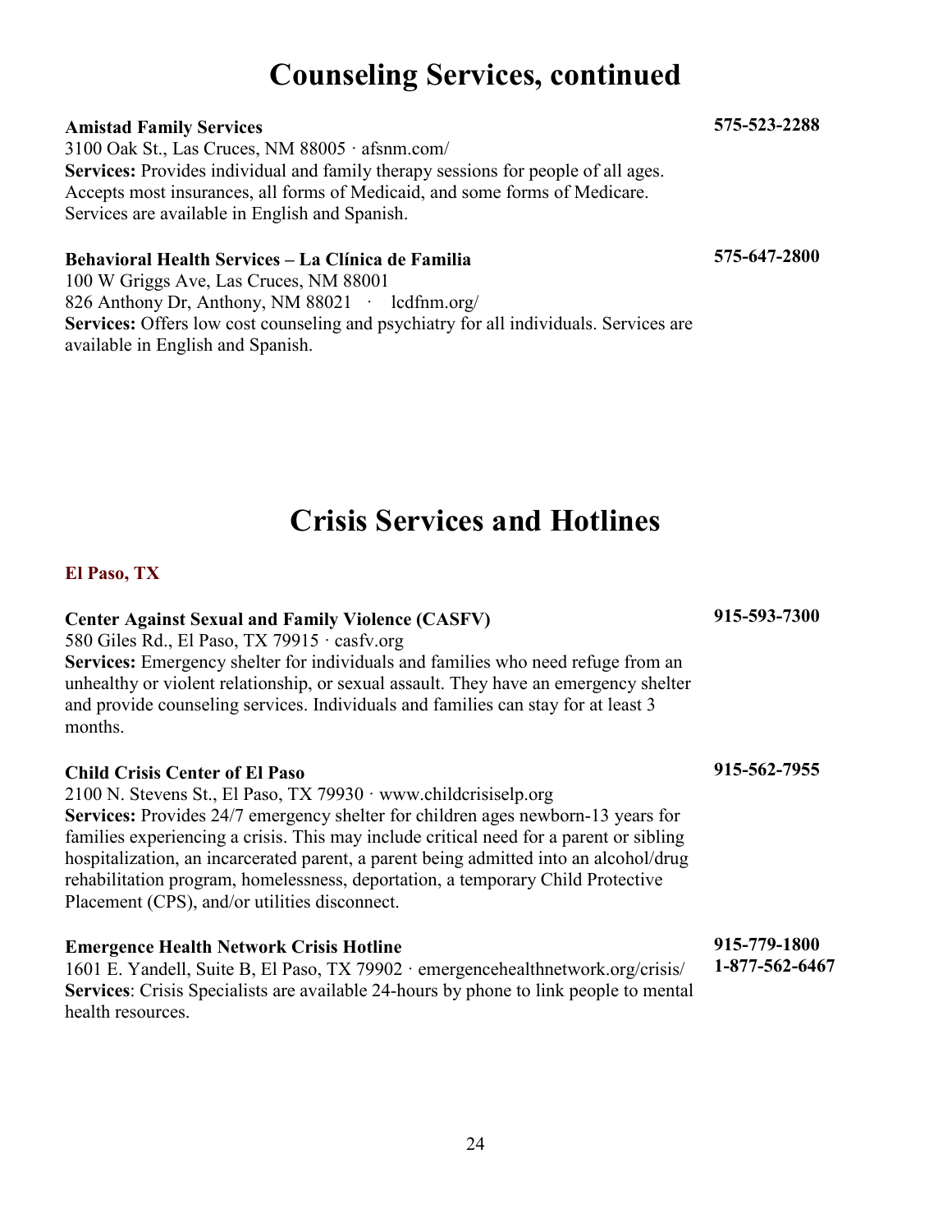# Counseling Services, continued

**Amistad Family Services** **575-523-2288**
3100 Oak St., Las Cruces, NM 88005 · afsnm.com/
**Services:** Provides individual and family therapy sessions for people of all ages. Accepts most insurances, all forms of Medicaid, and some forms of Medicare. Services are available in English and Spanish.

**Behavioral Health Services – La Clínica de Familia** **575-647-2800**
100 W Griggs Ave, Las Cruces, NM 88001
826 Anthony Dr, Anthony, NM 88021 · lcdfnm.org/
**Services:** Offers low cost counseling and psychiatry for all individuals. Services are available in English and Spanish.

# Crisis Services and Hotlines

### El Paso, TX

**Center Against Sexual and Family Violence (CASFV)** **915-593-7300**
580 Giles Rd., El Paso, TX 79915 · casfv.org
**Services:** Emergency shelter for individuals and families who need refuge from an unhealthy or violent relationship, or sexual assault. They have an emergency shelter and provide counseling services. Individuals and families can stay for at least 3 months.

**Child Crisis Center of El Paso** **915-562-7955**
2100 N. Stevens St., El Paso, TX 79930 · www.childcrisiselp.org
**Services:** Provides 24/7 emergency shelter for children ages newborn-13 years for families experiencing a crisis. This may include critical need for a parent or sibling hospitalization, an incarcerated parent, a parent being admitted into an alcohol/drug rehabilitation program, homelessness, deportation, a temporary Child Protective Placement (CPS), and/or utilities disconnect.

**Emergence Health Network Crisis Hotline** **915-779-1800** **1-877-562-6467**
1601 E. Yandell, Suite B, El Paso, TX 79902 · emergencehealthnetwork.org/crisis/
**Services**: Crisis Specialists are available 24-hours by phone to link people to mental health resources.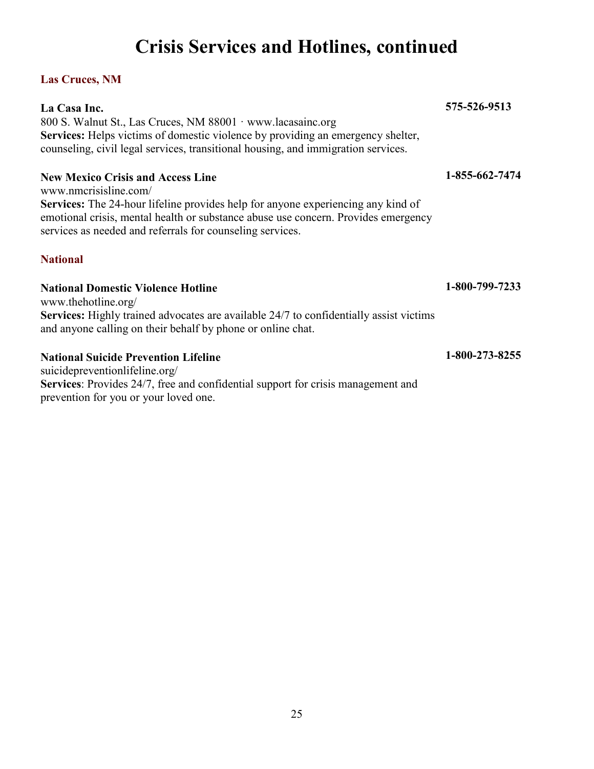# Crisis Services and Hotlines, continued

## Las Cruces, NM

**La Casa Inc.** **575-526-9513**
800 S. Walnut St., Las Cruces, NM 88001 · www.lacasainc.org
**Services:** Helps victims of domestic violence by providing an emergency shelter, counseling, civil legal services, transitional housing, and immigration services.

**New Mexico Crisis and Access Line** **1-855-662-7474**
www.nmcrisisline.com/
**Services:** The 24-hour lifeline provides help for anyone experiencing any kind of emotional crisis, mental health or substance abuse use concern. Provides emergency services as needed and referrals for counseling services.

## National

**National Domestic Violence Hotline** **1-800-799-7233**
www.thehotline.org/
**Services:** Highly trained advocates are available 24/7 to confidentially assist victims and anyone calling on their behalf by phone or online chat.

**National Suicide Prevention Lifeline** **1-800-273-8255**
suicidepreventionlifeline.org/
**Services**: Provides 24/7, free and confidential support for crisis management and prevention for you or your loved one.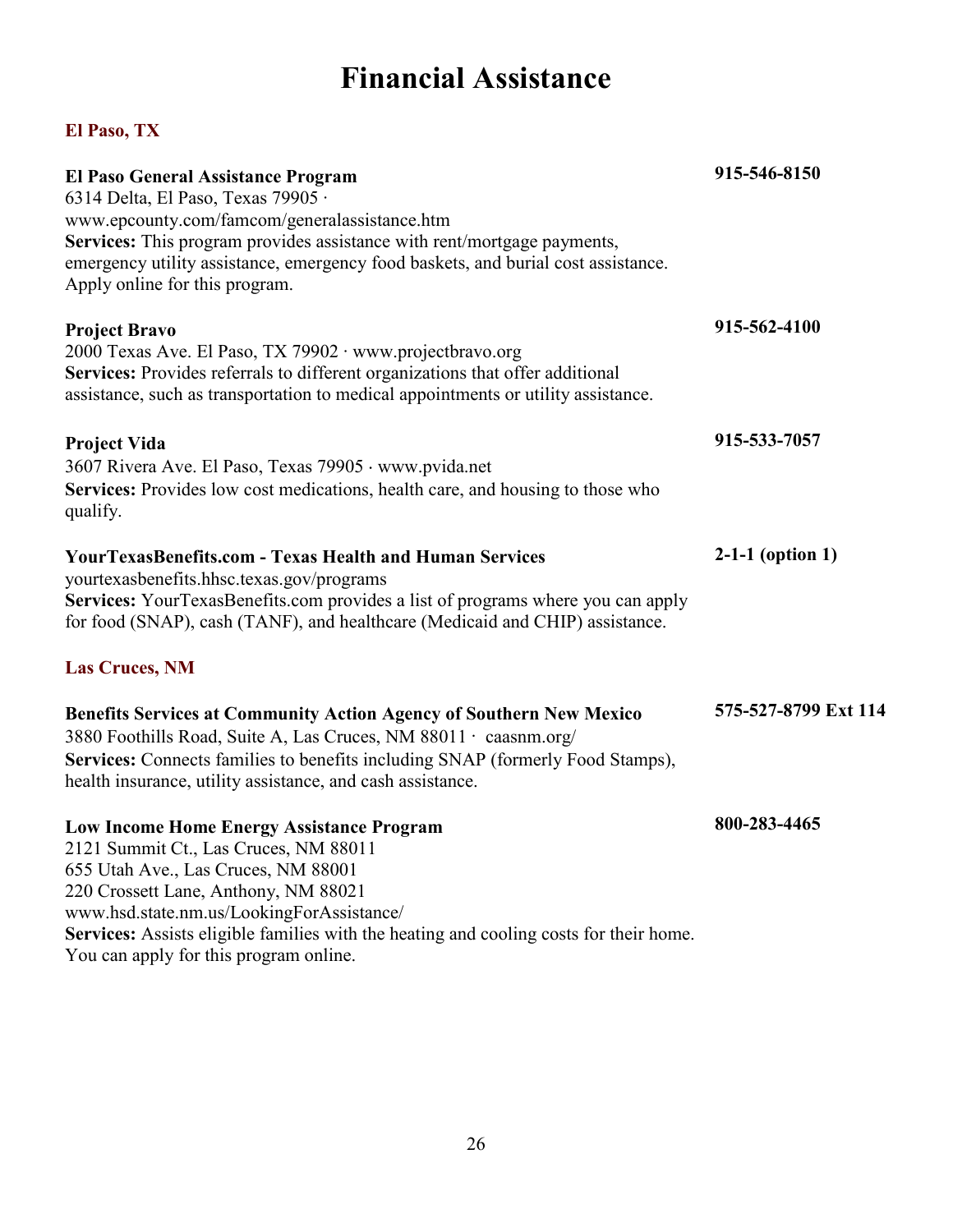# Financial Assistance

## El Paso, TX

**El Paso General Assistance Program** — **915-546-8150**
6314 Delta, El Paso, Texas 79905 ·
www.epcounty.com/famcom/generalassistance.htm
**Services:** This program provides assistance with rent/mortgage payments, emergency utility assistance, emergency food baskets, and burial cost assistance. Apply online for this program.

**Project Bravo** — **915-562-4100**
2000 Texas Ave. El Paso, TX 79902 · www.projectbravo.org
**Services:** Provides referrals to different organizations that offer additional assistance, such as transportation to medical appointments or utility assistance.

**Project Vida** — **915-533-7057**
3607 Rivera Ave. El Paso, Texas 79905 · www.pvida.net
**Services:** Provides low cost medications, health care, and housing to those who qualify.

**YourTexasBenefits.com - Texas Health and Human Services** — **2-1-1 (option 1)**
yourtexasbenefits.hhsc.texas.gov/programs
**Services:** YourTexasBenefits.com provides a list of programs where you can apply for food (SNAP), cash (TANF), and healthcare (Medicaid and CHIP) assistance.

## Las Cruces, NM

**Benefits Services at Community Action Agency of Southern New Mexico** — **575-527-8799 Ext 114**
3880 Foothills Road, Suite A, Las Cruces, NM 88011 · caasnm.org/
**Services:** Connects families to benefits including SNAP (formerly Food Stamps), health insurance, utility assistance, and cash assistance.

**Low Income Home Energy Assistance Program** — **800-283-4465**
2121 Summit Ct., Las Cruces, NM 88011
655 Utah Ave., Las Cruces, NM 88001
220 Crossett Lane, Anthony, NM 88021
www.hsd.state.nm.us/LookingForAssistance/
**Services:** Assists eligible families with the heating and cooling costs for their home. You can apply for this program online.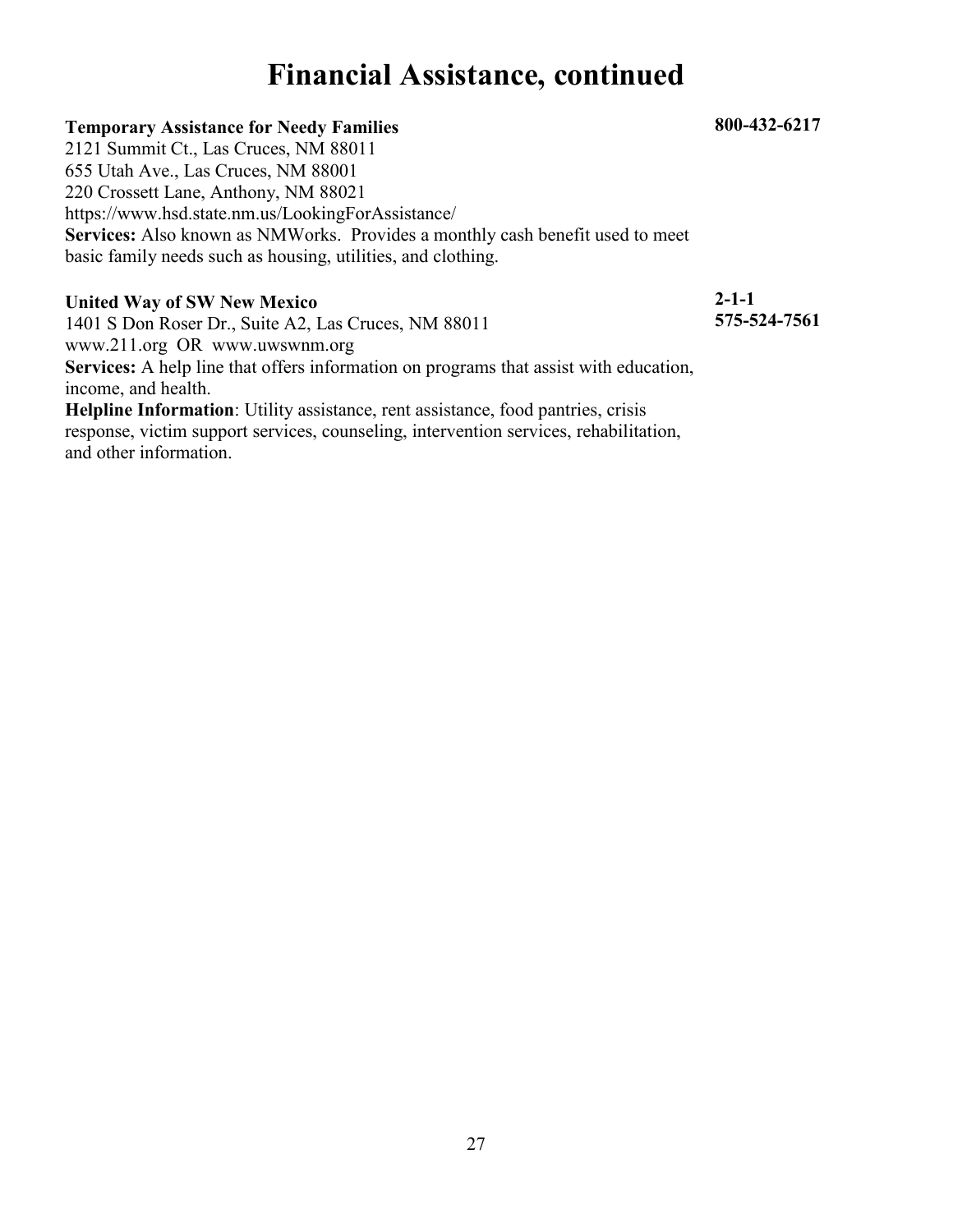# Financial Assistance, continued

**Temporary Assistance for Needy Families** **800-432-6217**

2121 Summit Ct., Las Cruces, NM 88011
655 Utah Ave., Las Cruces, NM 88001
220 Crossett Lane, Anthony, NM 88021
https://www.hsd.state.nm.us/LookingForAssistance/

**Services:** Also known as NMWorks. Provides a monthly cash benefit used to meet basic family needs such as housing, utilities, and clothing.

**United Way of SW New Mexico** **2-1-1** **575-524-7561**

1401 S Don Roser Dr., Suite A2, Las Cruces, NM 88011
www.211.org OR www.uwswnm.org

**Services:** A help line that offers information on programs that assist with education, income, and health.

**Helpline Information**: Utility assistance, rent assistance, food pantries, crisis response, victim support services, counseling, intervention services, rehabilitation, and other information.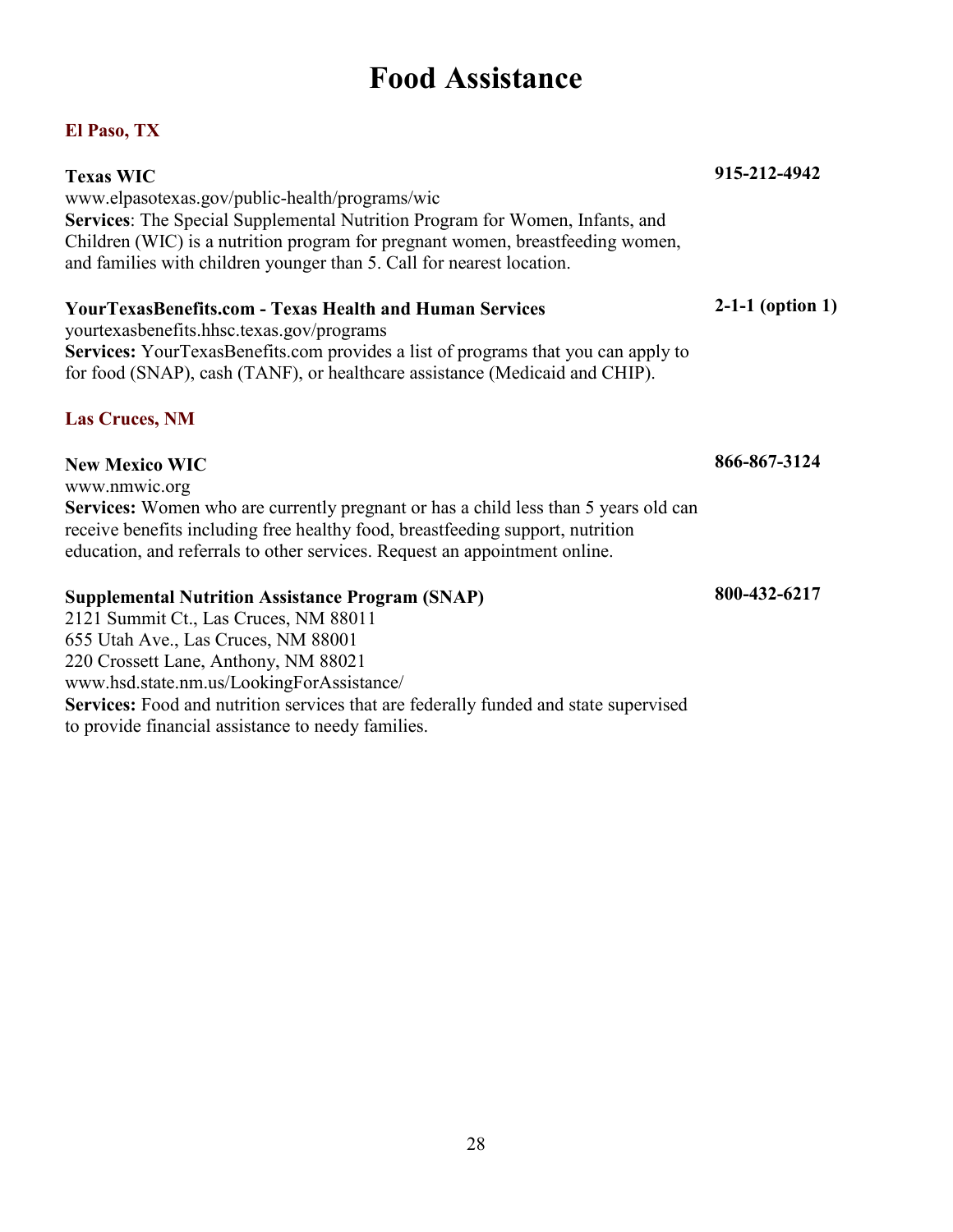# Food Assistance

## El Paso, TX

**Texas WIC** **915-212-4942**
www.elpasotexas.gov/public-health/programs/wic
**Services**: The Special Supplemental Nutrition Program for Women, Infants, and Children (WIC) is a nutrition program for pregnant women, breastfeeding women, and families with children younger than 5. Call for nearest location.

**YourTexasBenefits.com - Texas Health and Human Services** **2-1-1 (option 1)**
yourtexasbenefits.hhsc.texas.gov/programs
**Services:** YourTexasBenefits.com provides a list of programs that you can apply to for food (SNAP), cash (TANF), or healthcare assistance (Medicaid and CHIP).

## Las Cruces, NM

**New Mexico WIC** **866-867-3124**
www.nmwic.org
**Services:** Women who are currently pregnant or has a child less than 5 years old can receive benefits including free healthy food, breastfeeding support, nutrition education, and referrals to other services. Request an appointment online.

**Supplemental Nutrition Assistance Program (SNAP)** **800-432-6217**
2121 Summit Ct., Las Cruces, NM 88011
655 Utah Ave., Las Cruces, NM 88001
220 Crossett Lane, Anthony, NM 88021
www.hsd.state.nm.us/LookingForAssistance/
**Services:** Food and nutrition services that are federally funded and state supervised to provide financial assistance to needy families.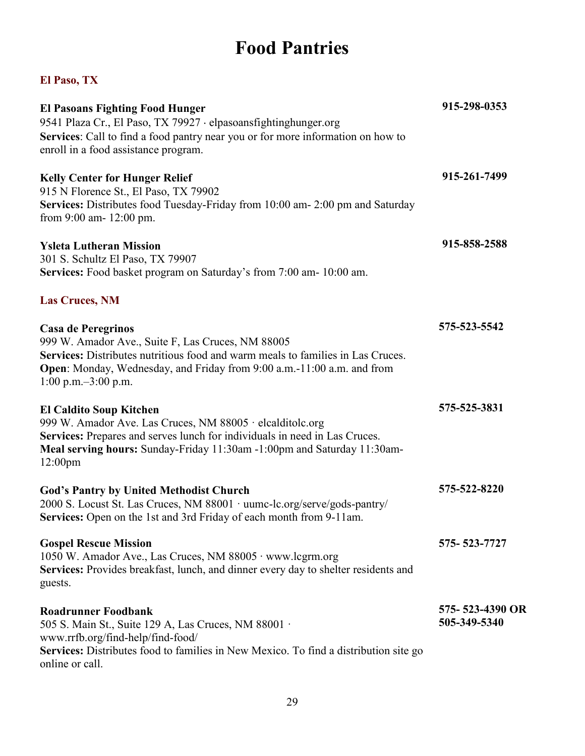# Food Pantries

## El Paso, TX

**El Pasoans Fighting Food Hunger** **915-298-0353**
9541 Plaza Cr., El Paso, TX 79927 · elpasoansfightinghunger.org
**Services**: Call to find a food pantry near you or for more information on how to enroll in a food assistance program.

**Kelly Center for Hunger Relief** **915-261-7499**
915 N Florence St., El Paso, TX 79902
**Services:** Distributes food Tuesday-Friday from 10:00 am- 2:00 pm and Saturday from 9:00 am- 12:00 pm.

**Ysleta Lutheran Mission** **915-858-2588**
301 S. Schultz El Paso, TX 79907
**Services:** Food basket program on Saturday's from 7:00 am- 10:00 am.

## Las Cruces, NM

**Casa de Peregrinos** **575-523-5542**
999 W. Amador Ave., Suite F, Las Cruces, NM 88005
**Services:** Distributes nutritious food and warm meals to families in Las Cruces.
**Open**: Monday, Wednesday, and Friday from 9:00 a.m.-11:00 a.m. and from 1:00 p.m.–3:00 p.m.

**El Caldito Soup Kitchen** **575-525-3831**
999 W. Amador Ave. Las Cruces, NM 88005 · elcalditolc.org
**Services:** Prepares and serves lunch for individuals in need in Las Cruces.
**Meal serving hours:** Sunday-Friday 11:30am -1:00pm and Saturday 11:30am-12:00pm

**God's Pantry by United Methodist Church** **575-522-8220**
2000 S. Locust St. Las Cruces, NM 88001 · uumc-lc.org/serve/gods-pantry/
**Services:** Open on the 1st and 3rd Friday of each month from 9-11am.

**Gospel Rescue Mission** **575- 523-7727**
1050 W. Amador Ave., Las Cruces, NM 88005 · www.lcgrm.org
**Services:** Provides breakfast, lunch, and dinner every day to shelter residents and guests.

**Roadrunner Foodbank** **575- 523-4390 OR 505-349-5340**
505 S. Main St., Suite 129 A, Las Cruces, NM 88001 · www.rrfb.org/find-help/find-food/
**Services:** Distributes food to families in New Mexico. To find a distribution site go online or call.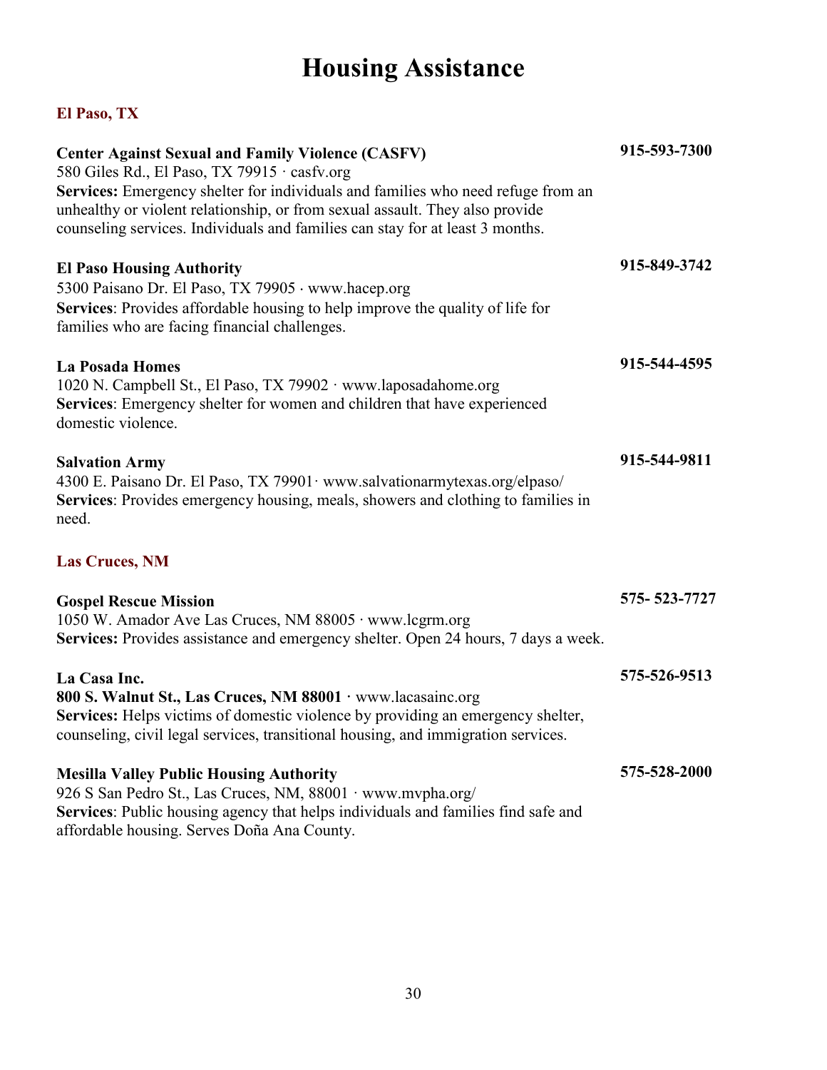# Housing Assistance

## El Paso, TX

**Center Against Sexual and Family Violence (CASFV)** **915-593-7300**
580 Giles Rd., El Paso, TX 79915 · casfv.org
**Services:** Emergency shelter for individuals and families who need refuge from an unhealthy or violent relationship, or from sexual assault. They also provide counseling services. Individuals and families can stay for at least 3 months.

**El Paso Housing Authority** **915-849-3742**
5300 Paisano Dr. El Paso, TX 79905 · www.hacep.org
**Services**: Provides affordable housing to help improve the quality of life for families who are facing financial challenges.

**La Posada Homes** **915-544-4595**
1020 N. Campbell St., El Paso, TX 79902 · www.laposadahome.org
**Services**: Emergency shelter for women and children that have experienced domestic violence.

**Salvation Army** **915-544-9811**
4300 E. Paisano Dr. El Paso, TX 79901· www.salvationarmytexas.org/elpaso/
**Services**: Provides emergency housing, meals, showers and clothing to families in need.

## Las Cruces, NM

**Gospel Rescue Mission** **575- 523-7727**
1050 W. Amador Ave Las Cruces, NM 88005 · www.lcgrm.org
**Services:** Provides assistance and emergency shelter. Open 24 hours, 7 days a week.

**La Casa Inc.** **575-526-9513**
**800 S. Walnut St., Las Cruces, NM 88001** · www.lacasainc.org
**Services:** Helps victims of domestic violence by providing an emergency shelter, counseling, civil legal services, transitional housing, and immigration services.

**Mesilla Valley Public Housing Authority** **575-528-2000**
926 S San Pedro St., Las Cruces, NM, 88001 · www.mvpha.org/
**Services**: Public housing agency that helps individuals and families find safe and affordable housing. Serves Doña Ana County.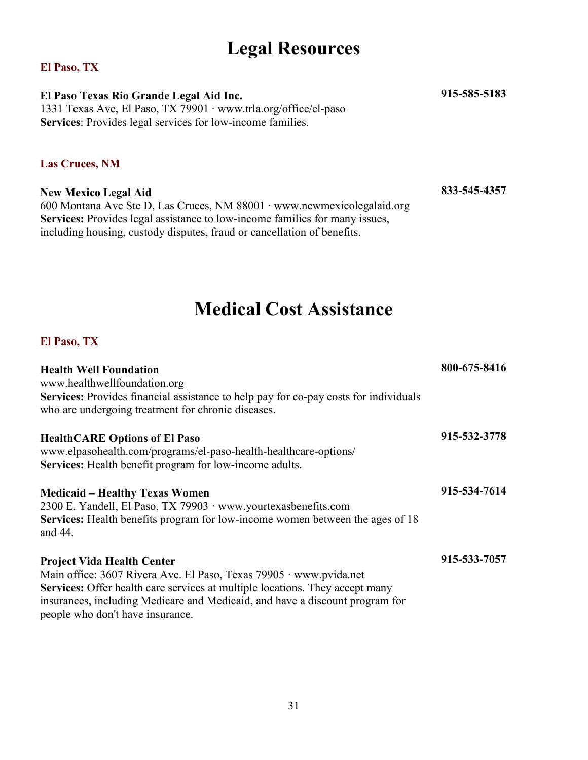# Legal Resources

### El Paso, TX

**El Paso Texas Rio Grande Legal Aid Inc.** **915-585-5183**
1331 Texas Ave, El Paso, TX 79901 · www.trla.org/office/el-paso
**Services**: Provides legal services for low-income families.

### Las Cruces, NM

**New Mexico Legal Aid** **833-545-4357**
600 Montana Ave Ste D, Las Cruces, NM 88001 · www.newmexicolegalaid.org
**Services:** Provides legal assistance to low-income families for many issues, including housing, custody disputes, fraud or cancellation of benefits.

# Medical Cost Assistance

### El Paso, TX

**Health Well Foundation** **800-675-8416**
www.healthwellfoundation.org
**Services:** Provides financial assistance to help pay for co-pay costs for individuals who are undergoing treatment for chronic diseases.

**HealthCARE Options of El Paso** **915-532-3778**
www.elpasohealth.com/programs/el-paso-health-healthcare-options/
**Services:** Health benefit program for low-income adults.

**Medicaid – Healthy Texas Women** **915-534-7614**
2300 E. Yandell, El Paso, TX 79903 · www.yourtexasbenefits.com
**Services:** Health benefits program for low-income women between the ages of 18 and 44.

**Project Vida Health Center** **915-533-7057**
Main office: 3607 Rivera Ave. El Paso, Texas 79905 · www.pvida.net
**Services:** Offer health care services at multiple locations. They accept many insurances, including Medicare and Medicaid, and have a discount program for people who don't have insurance.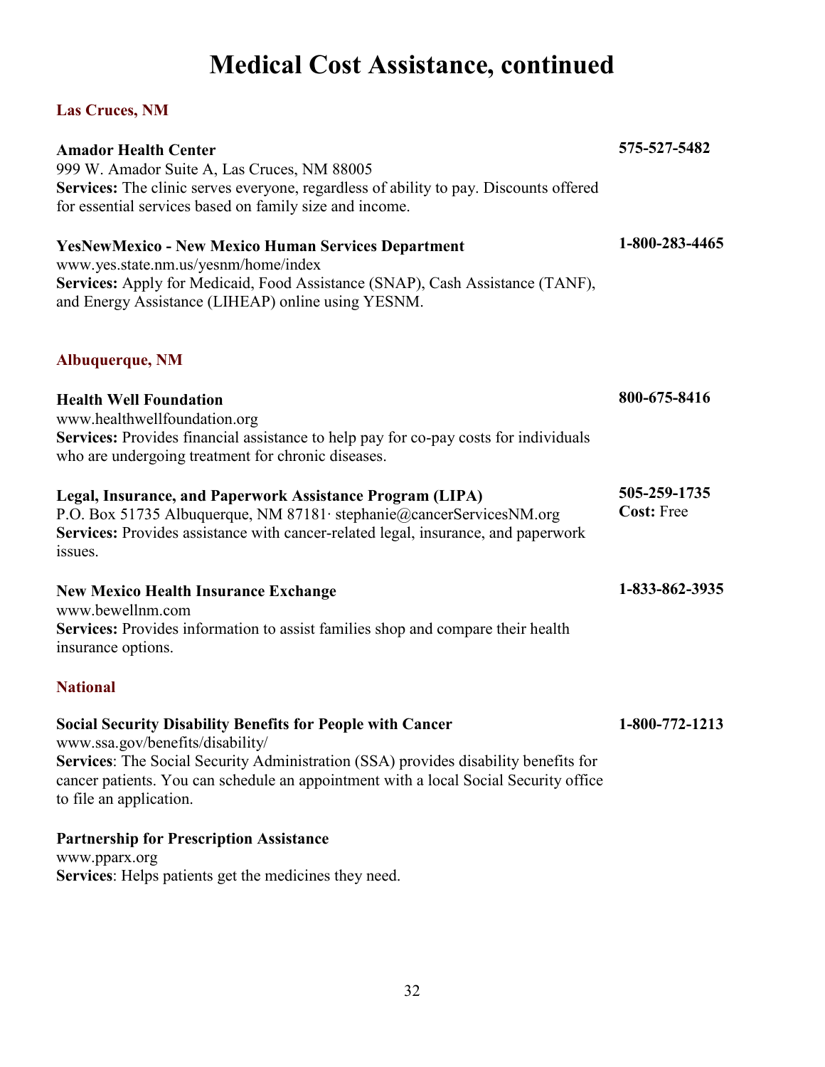# Medical Cost Assistance, continued

## Las Cruces, NM

**Amador Health Center** **575-527-5482**
999 W. Amador Suite A, Las Cruces, NM 88005
**Services:** The clinic serves everyone, regardless of ability to pay. Discounts offered for essential services based on family size and income.

**YesNewMexico - New Mexico Human Services Department** **1-800-283-4465**
www.yes.state.nm.us/yesnm/home/index
**Services:** Apply for Medicaid, Food Assistance (SNAP), Cash Assistance (TANF), and Energy Assistance (LIHEAP) online using YESNM.

## Albuquerque, NM

**Health Well Foundation** **800-675-8416**
www.healthwellfoundation.org
**Services:** Provides financial assistance to help pay for co-pay costs for individuals who are undergoing treatment for chronic diseases.

**Legal, Insurance, and Paperwork Assistance Program (LIPA)** **505-259-1735**
**Cost:** Free
P.O. Box 51735 Albuquerque, NM 87181· stephanie@cancerServicesNM.org
**Services:** Provides assistance with cancer-related legal, insurance, and paperwork issues.

**New Mexico Health Insurance Exchange** **1-833-862-3935**
www.bewellnm.com
**Services:** Provides information to assist families shop and compare their health insurance options.

## National

**Social Security Disability Benefits for People with Cancer** **1-800-772-1213**
www.ssa.gov/benefits/disability/
**Services**: The Social Security Administration (SSA) provides disability benefits for cancer patients. You can schedule an appointment with a local Social Security office to file an application.

**Partnership for Prescription Assistance**
www.pparx.org
**Services**: Helps patients get the medicines they need.